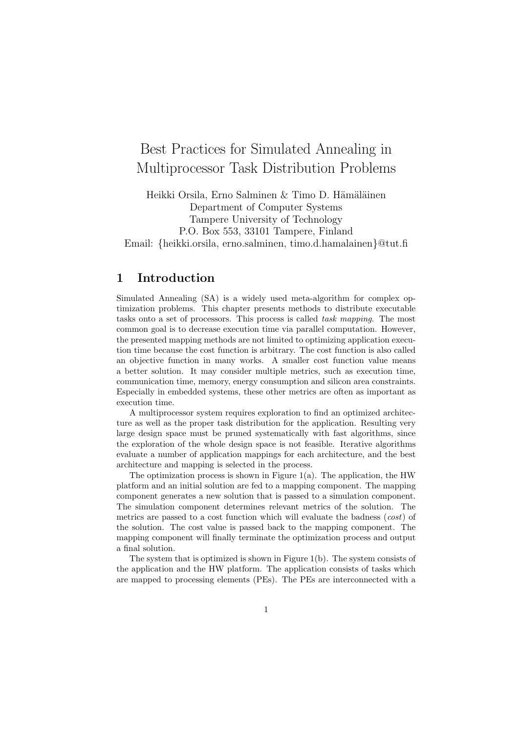# Best Practices for Simulated Annealing in Multiprocessor Task Distribution Problems

Heikki Orsila, Erno Salminen & Timo D. Hämäläinen
Department of Computer Systems
Tampere University of Technology
P.O. Box 553, 33101 Tampere, Finland
Email: {heikki.orsila, erno.salminen, timo.d.hamalainen}@tut.fi

## 1 Introduction

Simulated Annealing (SA) is a widely used meta-algorithm for complex optimization problems. This chapter presents methods to distribute executable tasks onto a set of processors. This process is called *task mapping*. The most common goal is to decrease execution time via parallel computation. However, the presented mapping methods are not limited to optimizing application execution time because the cost function is arbitrary. The cost function is also called an objective function in many works. A smaller cost function value means a better solution. It may consider multiple metrics, such as execution time, communication time, memory, energy consumption and silicon area constraints. Especially in embedded systems, these other metrics are often as important as execution time.

A multiprocessor system requires exploration to find an optimized architecture as well as the proper task distribution for the application. Resulting very large design space must be pruned systematically with fast algorithms, since the exploration of the whole design space is not feasible. Iterative algorithms evaluate a number of application mappings for each architecture, and the best architecture and mapping is selected in the process.

The optimization process is shown in Figure 1(a). The application, the HW platform and an initial solution are fed to a mapping component. The mapping component generates a new solution that is passed to a simulation component. The simulation component determines relevant metrics of the solution. The metrics are passed to a cost function which will evaluate the badness (*cost*) of the solution. The cost value is passed back to the mapping component. The mapping component will finally terminate the optimization process and output a final solution.

The system that is optimized is shown in Figure 1(b). The system consists of the application and the HW platform. The application consists of tasks which are mapped to processing elements (PEs). The PEs are interconnected with a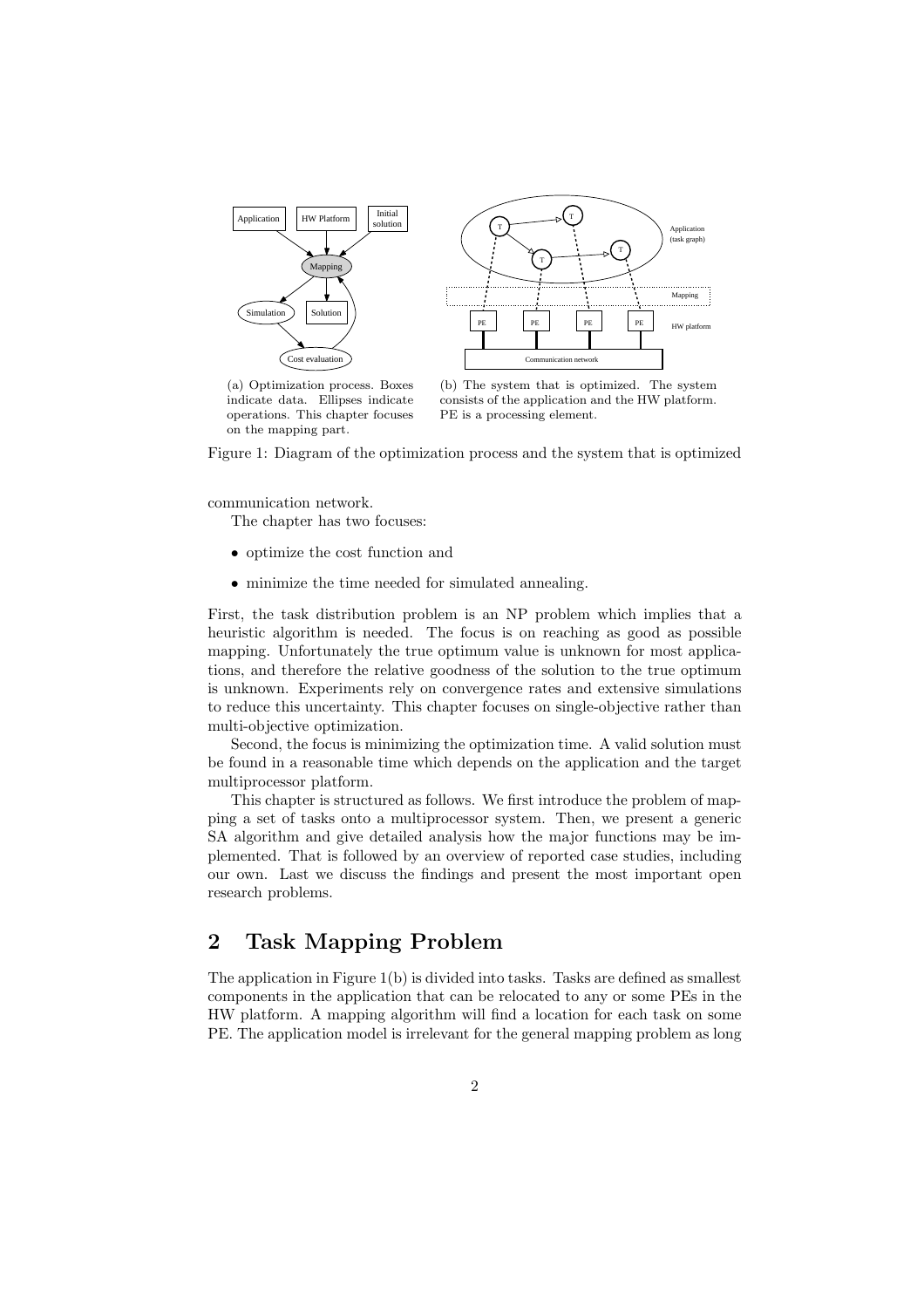(a) Optimization process. Boxes indicate data. Ellipses indicate operations. This chapter focuses on the mapping part.

(b) The system that is optimized. The system consists of the application and the HW platform. PE is a processing element.

Figure 1: Diagram of the optimization process and the system that is optimized

communication network.

The chapter has two focuses:

- optimize the cost function and
- minimize the time needed for simulated annealing.

First, the task distribution problem is an NP problem which implies that a heuristic algorithm is needed. The focus is on reaching as good as possible mapping. Unfortunately the true optimum value is unknown for most applications, and therefore the relative goodness of the solution to the true optimum is unknown. Experiments rely on convergence rates and extensive simulations to reduce this uncertainty. This chapter focuses on single-objective rather than multi-objective optimization.

Second, the focus is minimizing the optimization time. A valid solution must be found in a reasonable time which depends on the application and the target multiprocessor platform.

This chapter is structured as follows. We first introduce the problem of mapping a set of tasks onto a multiprocessor system. Then, we present a generic SA algorithm and give detailed analysis how the major functions may be implemented. That is followed by an overview of reported case studies, including our own. Last we discuss the findings and present the most important open research problems.

## 2 Task Mapping Problem

The application in Figure 1(b) is divided into tasks. Tasks are defined as smallest components in the application that can be relocated to any or some PEs in the HW platform. A mapping algorithm will find a location for each task on some PE. The application model is irrelevant for the general mapping problem as long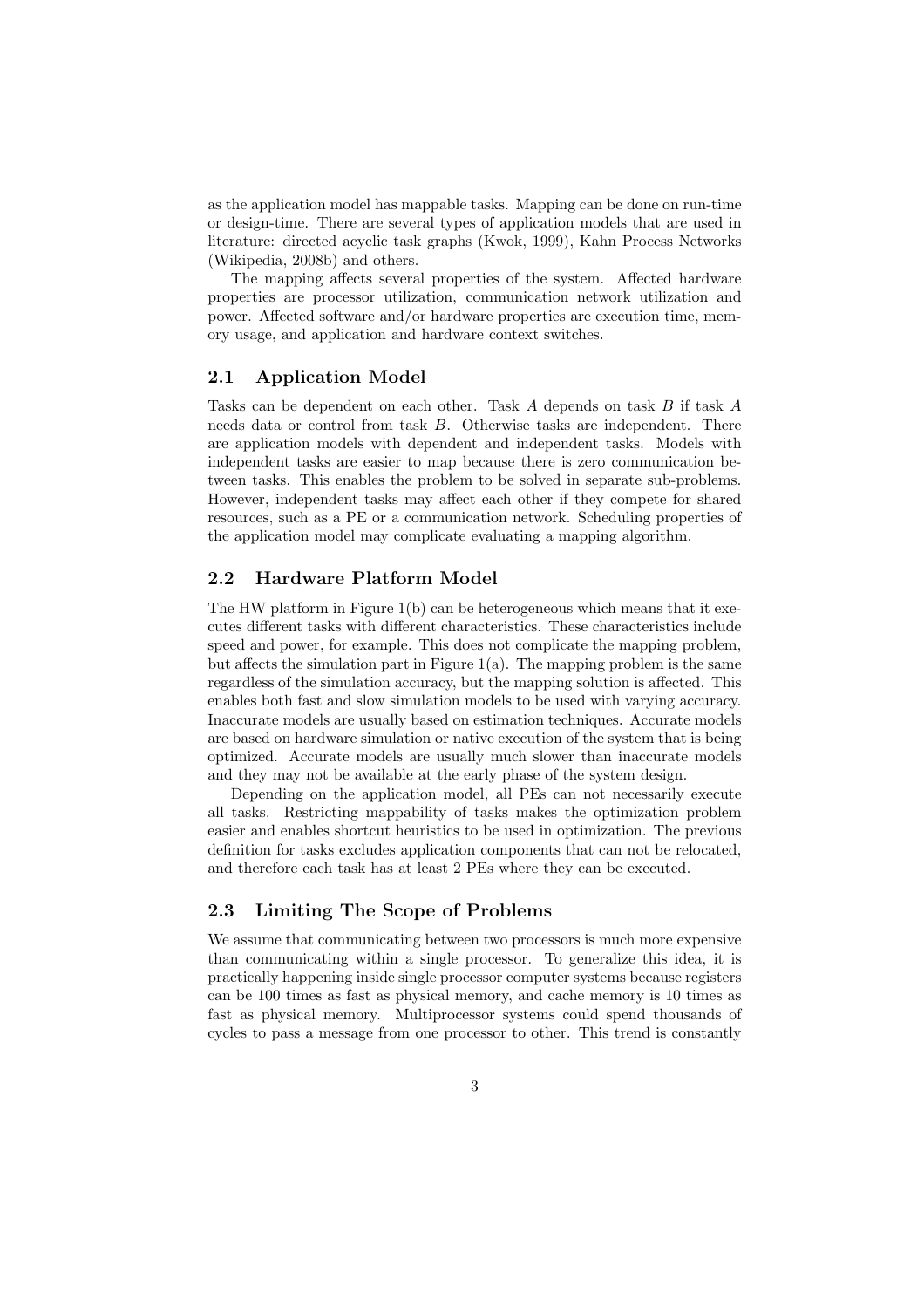as the application model has mappable tasks. Mapping can be done on run-time or design-time. There are several types of application models that are used in literature: directed acyclic task graphs (Kwok, 1999), Kahn Process Networks (Wikipedia, 2008b) and others.

The mapping affects several properties of the system. Affected hardware properties are processor utilization, communication network utilization and power. Affected software and/or hardware properties are execution time, memory usage, and application and hardware context switches.

## 2.1 Application Model

Tasks can be dependent on each other. Task $A$ depends on task $B$ if task $A$ needs data or control from task $B$. Otherwise tasks are independent. There are application models with dependent and independent tasks. Models with independent tasks are easier to map because there is zero communication between tasks. This enables the problem to be solved in separate sub-problems. However, independent tasks may affect each other if they compete for shared resources, such as a PE or a communication network. Scheduling properties of the application model may complicate evaluating a mapping algorithm.

## 2.2 Hardware Platform Model

The HW platform in Figure 1(b) can be heterogeneous which means that it executes different tasks with different characteristics. These characteristics include speed and power, for example. This does not complicate the mapping problem, but affects the simulation part in Figure 1(a). The mapping problem is the same regardless of the simulation accuracy, but the mapping solution is affected. This enables both fast and slow simulation models to be used with varying accuracy. Inaccurate models are usually based on estimation techniques. Accurate models are based on hardware simulation or native execution of the system that is being optimized. Accurate models are usually much slower than inaccurate models and they may not be available at the early phase of the system design.

Depending on the application model, all PEs can not necessarily execute all tasks. Restricting mappability of tasks makes the optimization problem easier and enables shortcut heuristics to be used in optimization. The previous definition for tasks excludes application components that can not be relocated, and therefore each task has at least 2 PEs where they can be executed.

## 2.3 Limiting The Scope of Problems

We assume that communicating between two processors is much more expensive than communicating within a single processor. To generalize this idea, it is practically happening inside single processor computer systems because registers can be 100 times as fast as physical memory, and cache memory is 10 times as fast as physical memory. Multiprocessor systems could spend thousands of cycles to pass a message from one processor to other. This trend is constantly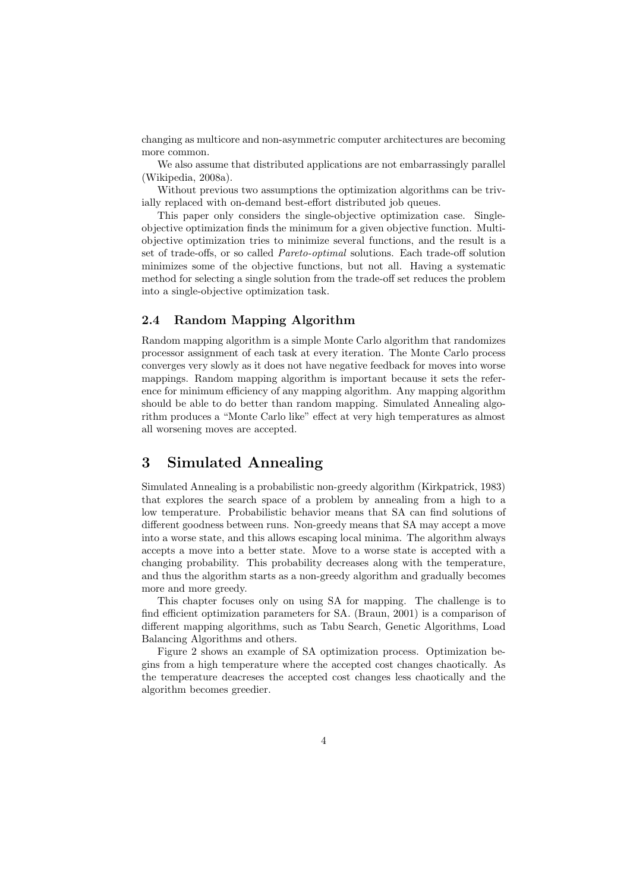changing as multicore and non-asymmetric computer architectures are becoming more common.

We also assume that distributed applications are not embarrassingly parallel (Wikipedia, 2008a).

Without previous two assumptions the optimization algorithms can be trivially replaced with on-demand best-effort distributed job queues.

This paper only considers the single-objective optimization case. Single-objective optimization finds the minimum for a given objective function. Multi-objective optimization tries to minimize several functions, and the result is a set of trade-offs, or so called *Pareto-optimal* solutions. Each trade-off solution minimizes some of the objective functions, but not all. Having a systematic method for selecting a single solution from the trade-off set reduces the problem into a single-objective optimization task.

### 2.4 Random Mapping Algorithm

Random mapping algorithm is a simple Monte Carlo algorithm that randomizes processor assignment of each task at every iteration. The Monte Carlo process converges very slowly as it does not have negative feedback for moves into worse mappings. Random mapping algorithm is important because it sets the reference for minimum efficiency of any mapping algorithm. Any mapping algorithm should be able to do better than random mapping. Simulated Annealing algorithm produces a "Monte Carlo like" effect at very high temperatures as almost all worsening moves are accepted.

## 3 Simulated Annealing

Simulated Annealing is a probabilistic non-greedy algorithm (Kirkpatrick, 1983) that explores the search space of a problem by annealing from a high to a low temperature. Probabilistic behavior means that SA can find solutions of different goodness between runs. Non-greedy means that SA may accept a move into a worse state, and this allows escaping local minima. The algorithm always accepts a move into a better state. Move to a worse state is accepted with a changing probability. This probability decreases along with the temperature, and thus the algorithm starts as a non-greedy algorithm and gradually becomes more and more greedy.

This chapter focuses only on using SA for mapping. The challenge is to find efficient optimization parameters for SA. (Braun, 2001) is a comparison of different mapping algorithms, such as Tabu Search, Genetic Algorithms, Load Balancing Algorithms and others.

Figure 2 shows an example of SA optimization process. Optimization begins from a high temperature where the accepted cost changes chaotically. As the temperature deacreses the accepted cost changes less chaotically and the algorithm becomes greedier.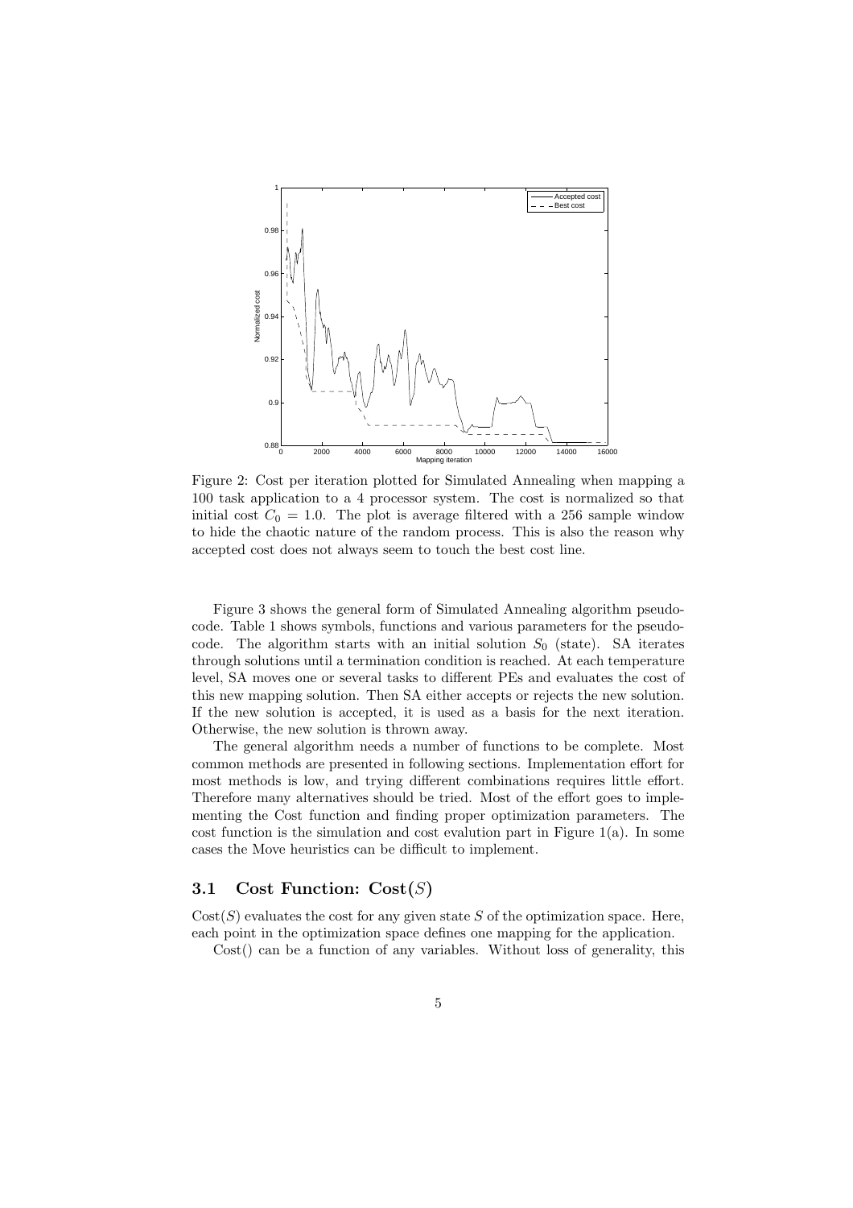Figure 2: Cost per iteration plotted for Simulated Annealing when mapping a 100 task application to a 4 processor system. The cost is normalized so that initial cost $C_0 = 1.0$. The plot is average filtered with a 256 sample window to hide the chaotic nature of the random process. This is also the reason why accepted cost does not always seem to touch the best cost line.

Figure 3 shows the general form of Simulated Annealing algorithm pseudocode. Table 1 shows symbols, functions and various parameters for the pseudocode. The algorithm starts with an initial solution $S_0$ (state). SA iterates through solutions until a termination condition is reached. At each temperature level, SA moves one or several tasks to different PEs and evaluates the cost of this new mapping solution. Then SA either accepts or rejects the new solution. If the new solution is accepted, it is used as a basis for the next iteration. Otherwise, the new solution is thrown away.

The general algorithm needs a number of functions to be complete. Most common methods are presented in following sections. Implementation effort for most methods is low, and trying different combinations requires little effort. Therefore many alternatives should be tried. Most of the effort goes to implementing the Cost function and finding proper optimization parameters. The cost function is the simulation and cost evalution part in Figure 1(a). In some cases the Move heuristics can be difficult to implement.

## 3.1 Cost Function: Cost($S$)

Cost($S$) evaluates the cost for any given state $S$ of the optimization space. Here, each point in the optimization space defines one mapping for the application.

Cost() can be a function of any variables. Without loss of generality, this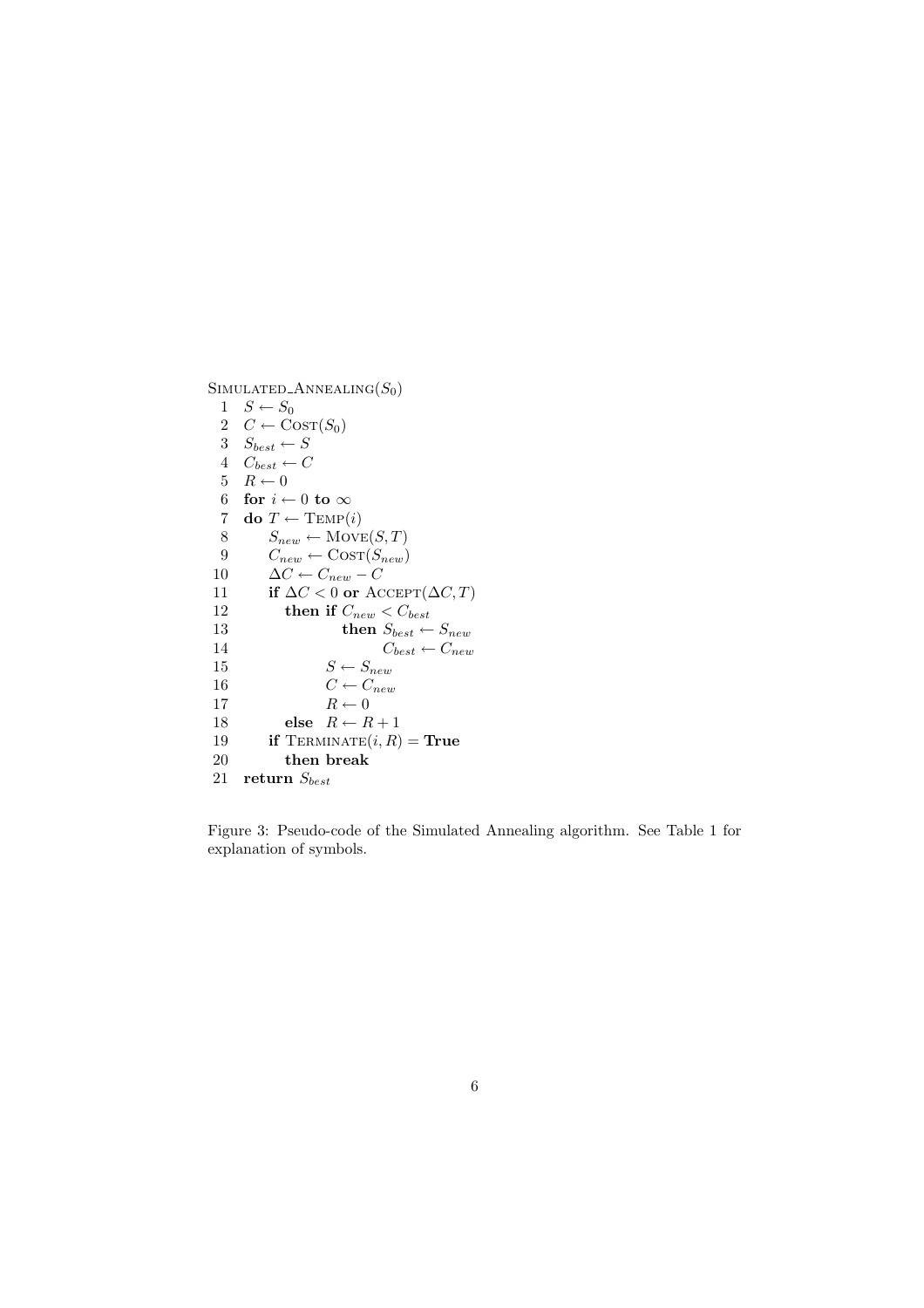```
SIMULATED_ANNEALING(S_0)
 1  S ← S_0
 2  C ← COST(S_0)
 3  S_best ← S
 4  C_best ← C
 5  R ← 0
 6  for i ← 0 to ∞
 7  do T ← TEMP(i)
 8     S_new ← MOVE(S, T)
 9     C_new ← COST(S_new)
10     ΔC ← C_new − C
11     if ΔC < 0 or ACCEPT(ΔC, T)
12        then if C_new < C_best
13                then S_best ← S_new
14                     C_best ← C_new
15             S ← S_new
16             C ← C_new
17             R ← 0
18        else  R ← R + 1
19     if TERMINATE(i, R) = True
20        then break
21  return S_best
```

Figure 3: Pseudo-code of the Simulated Annealing algorithm. See Table 1 for explanation of symbols.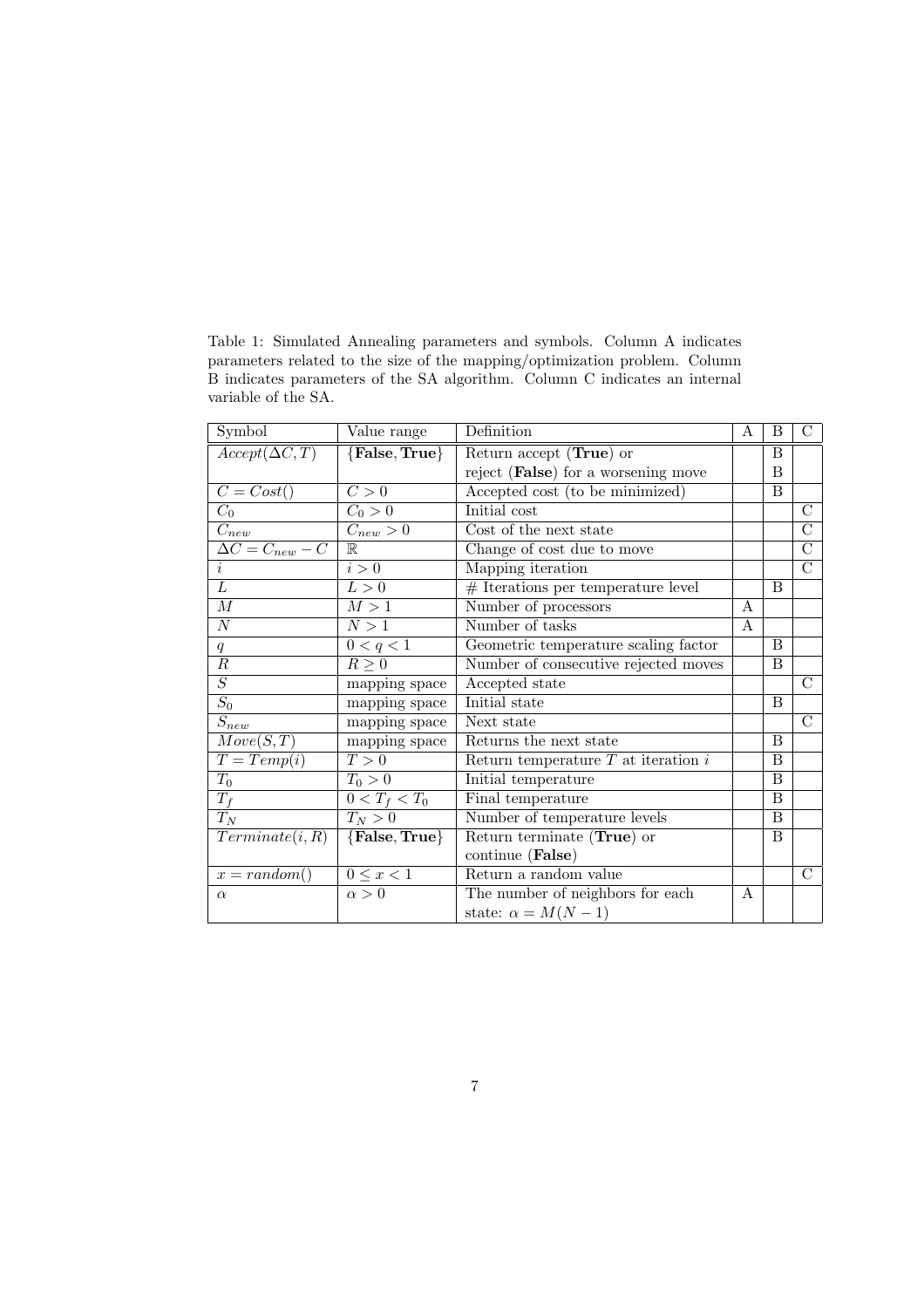Table 1: Simulated Annealing parameters and symbols. Column A indicates parameters related to the size of the mapping/optimization problem. Column B indicates parameters of the SA algorithm. Column C indicates an internal variable of the SA.

| Symbol | Value range | Definition | A | B | C |
|---|---|---|---|---|---|
| $Accept(\Delta C, T)$ | {**False**, **True**} | Return accept (**True**) or reject (**False**) for a worsening move | | B | |
| $C = Cost()$ | $C > 0$ | Accepted cost (to be minimized) | | B | |
| $C_0$ | $C_0 > 0$ | Initial cost | | | C |
| $C_{new}$ | $C_{new} > 0$ | Cost of the next state | | | C |
| $\Delta C = C_{new} - C$ | $\mathbb{R}$ | Change of cost due to move | | | C |
| $i$ | $i > 0$ | Mapping iteration | | | C |
| $L$ | $L > 0$ | # Iterations per temperature level | | B | |
| $M$ | $M > 1$ | Number of processors | A | | |
| $N$ | $N > 1$ | Number of tasks | A | | |
| $q$ | $0 < q < 1$ | Geometric temperature scaling factor | | B | |
| $R$ | $R \geq 0$ | Number of consecutive rejected moves | | B | |
| $S$ | mapping space | Accepted state | | | C |
| $S_0$ | mapping space | Initial state | | B | |
| $S_{new}$ | mapping space | Next state | | | C |
| $Move(S, T)$ | mapping space | Returns the next state | | B | |
| $T = Temp(i)$ | $T > 0$ | Return temperature $T$ at iteration $i$ | | B | |
| $T_0$ | $T_0 > 0$ | Initial temperature | | B | |
| $T_f$ | $0 < T_f < T_0$ | Final temperature | | B | |
| $T_N$ | $T_N > 0$ | Number of temperature levels | | B | |
| $Terminate(i, R)$ | {**False**, **True**} | Return terminate (**True**) or continue (**False**) | | B | |
| $x = random()$ | $0 \leq x < 1$ | Return a random value | | | C |
| $\alpha$ | $\alpha > 0$ | The number of neighbors for each state: $\alpha = M(N-1)$ | A | | |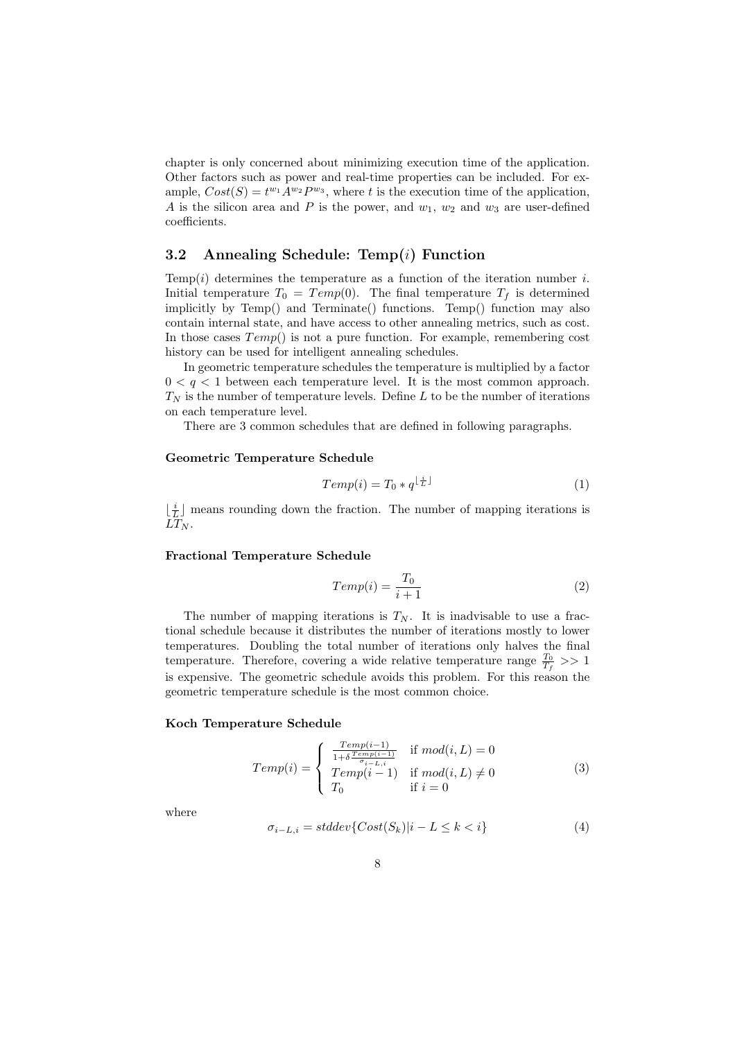chapter is only concerned about minimizing execution time of the application. Other factors such as power and real-time properties can be included. For example, $Cost(S) = t^{w_1} A^{w_2} P^{w_3}$, where $t$ is the execution time of the application, $A$ is the silicon area and $P$ is the power, and $w_1$, $w_2$ and $w_3$ are user-defined coefficients.

## 3.2 Annealing Schedule: Temp($i$) Function

Temp($i$) determines the temperature as a function of the iteration number $i$. Initial temperature $T_0 = Temp(0)$. The final temperature $T_f$ is determined implicitly by Temp() and Terminate() functions. Temp() function may also contain internal state, and have access to other annealing metrics, such as cost. In those cases $Temp()$ is not a pure function. For example, remembering cost history can be used for intelligent annealing schedules.

In geometric temperature schedules the temperature is multiplied by a factor $0 < q < 1$ between each temperature level. It is the most common approach. $T_N$ is the number of temperature levels. Define $L$ to be the number of iterations on each temperature level.

There are 3 common schedules that are defined in following paragraphs.

**Geometric Temperature Schedule**

$$Temp(i) = T_0 * q^{\lfloor \frac{i}{L} \rfloor} \tag{1}$$

$\lfloor \frac{i}{L} \rfloor$ means rounding down the fraction. The number of mapping iterations is $LT_N$.

**Fractional Temperature Schedule**

$$Temp(i) = \frac{T_0}{i+1} \tag{2}$$

The number of mapping iterations is $T_N$. It is inadvisable to use a fractional schedule because it distributes the number of iterations mostly to lower temperatures. Doubling the total number of iterations only halves the final temperature. Therefore, covering a wide relative temperature range $\frac{T_0}{T_f} >> 1$ is expensive. The geometric schedule avoids this problem. For this reason the geometric temperature schedule is the most common choice.

**Koch Temperature Schedule**

$$Temp(i) = \begin{cases} \frac{Temp(i-1)}{1+\delta \frac{Temp(i-1)}{\sigma_{i-L,i}}} & \text{if } mod(i, L) = 0 \\ Temp(i-1) & \text{if } mod(i, L) \neq 0 \\ T_0 & \text{if } i = 0 \end{cases} \tag{3}$$

where

$$\sigma_{i-L,i} = stddev\{Cost(S_k) | i - L \leq k < i\} \tag{4}$$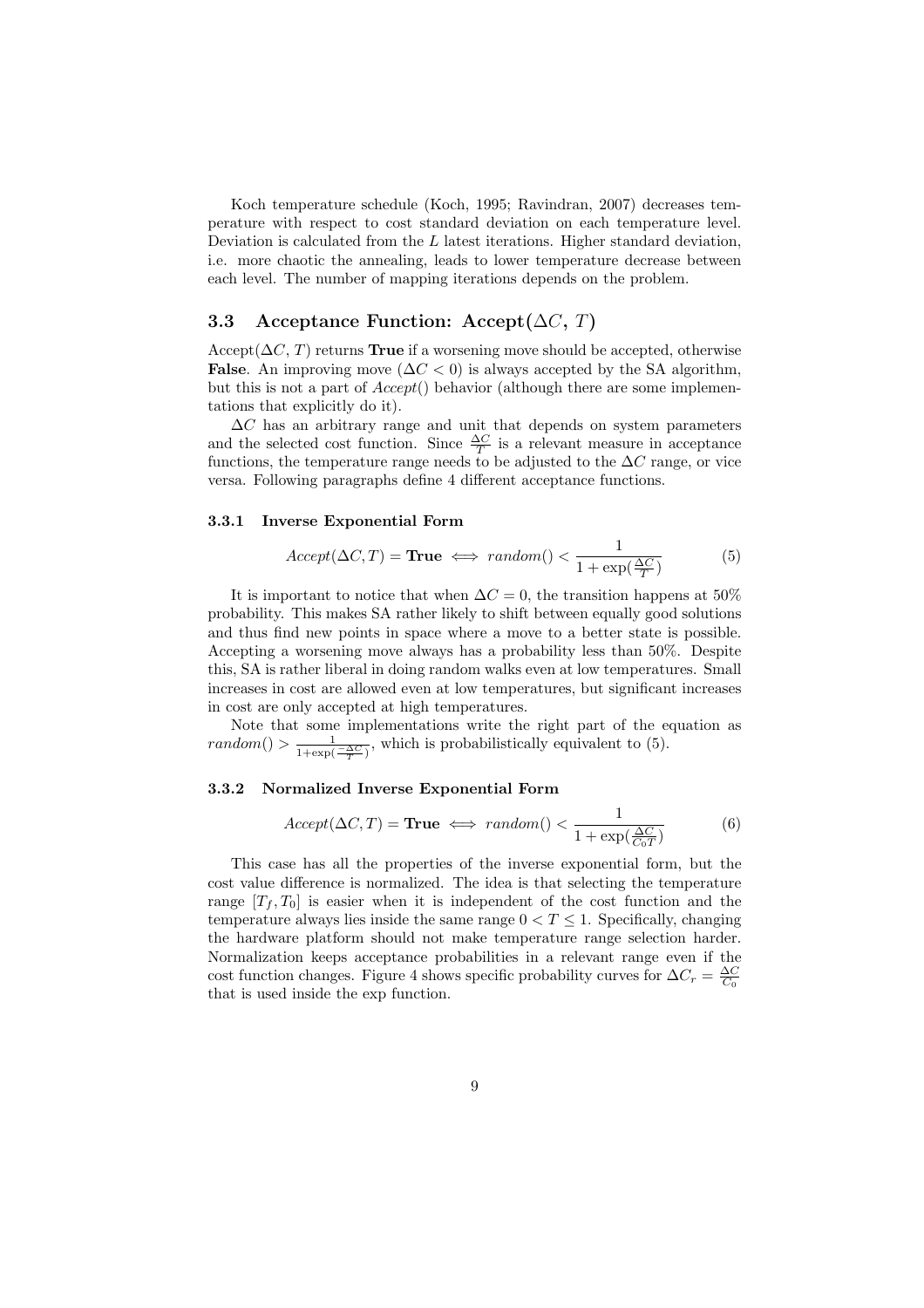Koch temperature schedule (Koch, 1995; Ravindran, 2007) decreases temperature with respect to cost standard deviation on each temperature level. Deviation is calculated from the $L$ latest iterations. Higher standard deviation, i.e. more chaotic the annealing, leads to lower temperature decrease between each level. The number of mapping iterations depends on the problem.

## 3.3 Acceptance Function: Accept($\Delta C$, $T$)

Accept($\Delta C$, $T$) returns **True** if a worsening move should be accepted, otherwise **False**. An improving move ($\Delta C < 0$) is always accepted by the SA algorithm, but this is not a part of *Accept*() behavior (although there are some implementations that explicitly do it).

$\Delta C$ has an arbitrary range and unit that depends on system parameters and the selected cost function. Since $\frac{\Delta C}{T}$ is a relevant measure in acceptance functions, the temperature range needs to be adjusted to the $\Delta C$ range, or vice versa. Following paragraphs define 4 different acceptance functions.

### 3.3.1 Inverse Exponential Form

$$Accept(\Delta C, T) = \textbf{True} \iff random() < \frac{1}{1 + \exp(\frac{\Delta C}{T})} \tag{5}$$

It is important to notice that when $\Delta C = 0$, the transition happens at 50% probability. This makes SA rather likely to shift between equally good solutions and thus find new points in space where a move to a better state is possible. Accepting a worsening move always has a probability less than 50%. Despite this, SA is rather liberal in doing random walks even at low temperatures. Small increases in cost are allowed even at low temperatures, but significant increases in cost are only accepted at high temperatures.

Note that some implementations write the right part of the equation as $random() > \frac{1}{1+\exp(\frac{-\Delta C}{T})}$, which is probabilistically equivalent to (5).

### 3.3.2 Normalized Inverse Exponential Form

$$Accept(\Delta C, T) = \textbf{True} \iff random() < \frac{1}{1 + \exp(\frac{\Delta C}{C_0 T})} \tag{6}$$

This case has all the properties of the inverse exponential form, but the cost value difference is normalized. The idea is that selecting the temperature range $[T_f, T_0]$ is easier when it is independent of the cost function and the temperature always lies inside the same range $0 < T \leq 1$. Specifically, changing the hardware platform should not make temperature range selection harder. Normalization keeps acceptance probabilities in a relevant range even if the cost function changes. Figure 4 shows specific probability curves for $\Delta C_r = \frac{\Delta C}{C_0}$ that is used inside the exp function.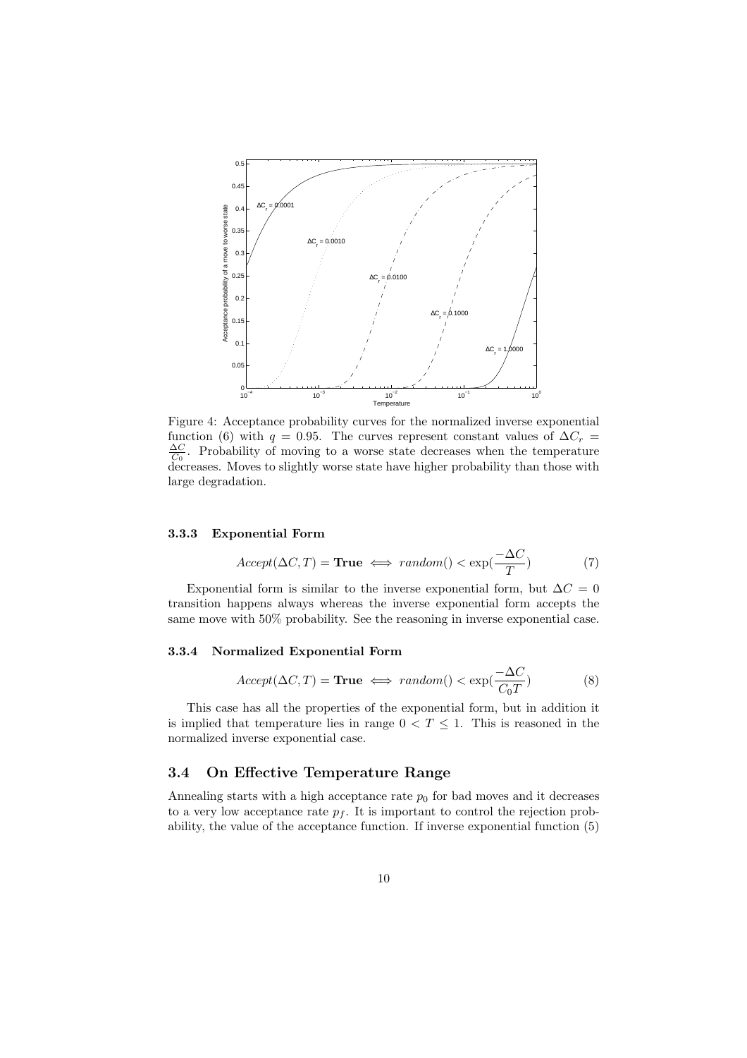Figure 4: Acceptance probability curves for the normalized inverse exponential function (6) with $q = 0.95$. The curves represent constant values of $\Delta C_r = \frac{\Delta C}{C_0}$. Probability of moving to a worse state decreases when the temperature decreases. Moves to slightly worse state have higher probability than those with large degradation.

#### 3.3.3 Exponential Form

$$Accept(\Delta C, T) = \textbf{True} \iff random() < \exp(\frac{-\Delta C}{T}) \tag{7}$$

Exponential form is similar to the inverse exponential form, but $\Delta C = 0$ transition happens always whereas the inverse exponential form accepts the same move with 50% probability. See the reasoning in inverse exponential case.

#### 3.3.4 Normalized Exponential Form

$$Accept(\Delta C, T) = \textbf{True} \iff random() < \exp(\frac{-\Delta C}{C_0 T}) \tag{8}$$

This case has all the properties of the exponential form, but in addition it is implied that temperature lies in range $0 < T \leq 1$. This is reasoned in the normalized inverse exponential case.

### 3.4 On Effective Temperature Range

Annealing starts with a high acceptance rate $p_0$ for bad moves and it decreases to a very low acceptance rate $p_f$. It is important to control the rejection probability, the value of the acceptance function. If inverse exponential function (5)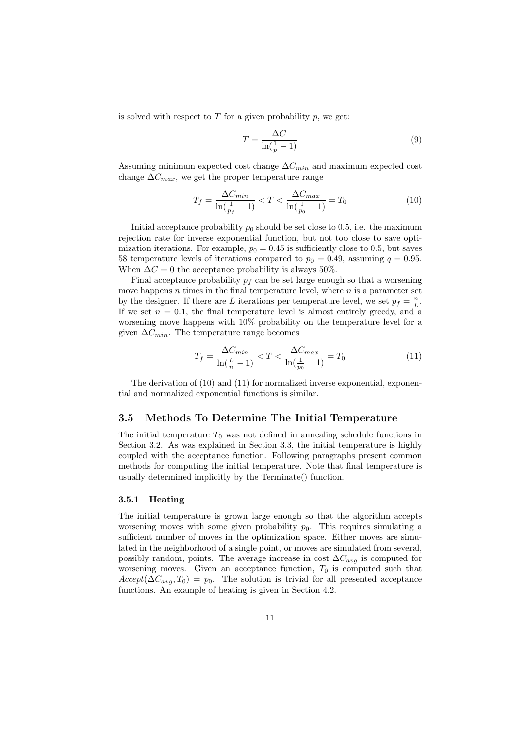is solved with respect to $T$ for a given probability $p$, we get:

$$T = \frac{\Delta C}{\ln(\frac{1}{p} - 1)} \tag{9}$$

Assuming minimum expected cost change $\Delta C_{min}$ and maximum expected cost change $\Delta C_{max}$, we get the proper temperature range

$$T_f = \frac{\Delta C_{min}}{\ln(\frac{1}{p_f} - 1)} < T < \frac{\Delta C_{max}}{\ln(\frac{1}{p_0} - 1)} = T_0 \tag{10}$$

Initial acceptance probability $p_0$ should be set close to 0.5, i.e. the maximum rejection rate for inverse exponential function, but not too close to save optimization iterations. For example, $p_0 = 0.45$ is sufficiently close to 0.5, but saves 58 temperature levels of iterations compared to $p_0 = 0.49$, assuming $q = 0.95$. When $\Delta C = 0$ the acceptance probability is always 50%.

Final acceptance probability $p_f$ can be set large enough so that a worsening move happens $n$ times in the final temperature level, where $n$ is a parameter set by the designer. If there are $L$ iterations per temperature level, we set $p_f = \frac{n}{L}$. If we set $n = 0.1$, the final temperature level is almost entirely greedy, and a worsening move happens with 10% probability on the temperature level for a given $\Delta C_{min}$. The temperature range becomes

$$T_f = \frac{\Delta C_{min}}{\ln(\frac{L}{n} - 1)} < T < \frac{\Delta C_{max}}{\ln(\frac{1}{p_0} - 1)} = T_0 \tag{11}$$

The derivation of (10) and (11) for normalized inverse exponential, exponential and normalized exponential functions is similar.

## 3.5 Methods To Determine The Initial Temperature

The initial temperature $T_0$ was not defined in annealing schedule functions in Section 3.2. As was explained in Section 3.3, the initial temperature is highly coupled with the acceptance function. Following paragraphs present common methods for computing the initial temperature. Note that final temperature is usually determined implicitly by the Terminate() function.

### 3.5.1 Heating

The initial temperature is grown large enough so that the algorithm accepts worsening moves with some given probability $p_0$. This requires simulating a sufficient number of moves in the optimization space. Either moves are simulated in the neighborhood of a single point, or moves are simulated from several, possibly random, points. The average increase in cost $\Delta C_{avg}$ is computed for worsening moves. Given an acceptance function, $T_0$ is computed such that $Accept(\Delta C_{avg}, T_0) = p_0$. The solution is trivial for all presented acceptance functions. An example of heating is given in Section 4.2.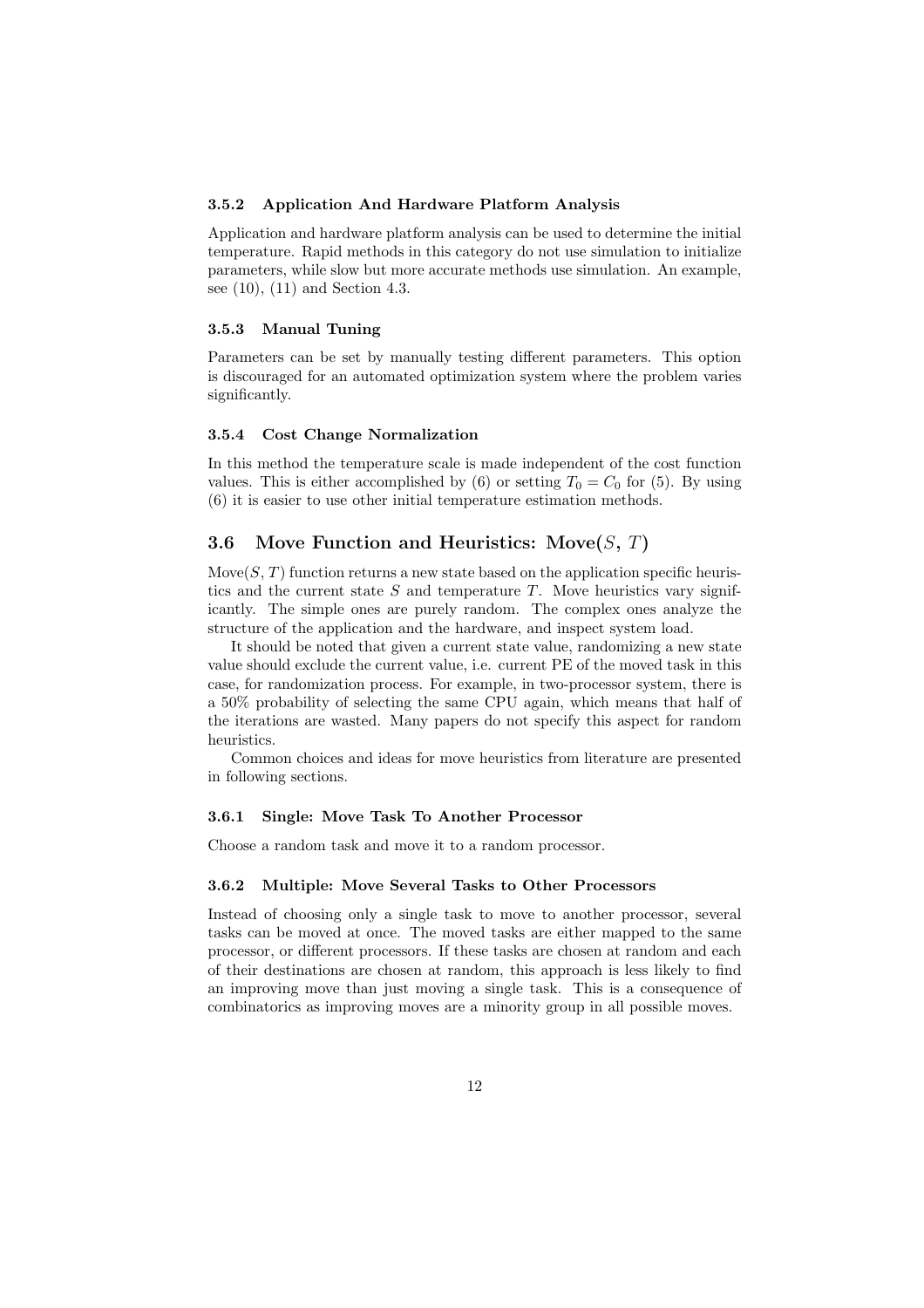#### 3.5.2 Application And Hardware Platform Analysis

Application and hardware platform analysis can be used to determine the initial temperature. Rapid methods in this category do not use simulation to initialize parameters, while slow but more accurate methods use simulation. An example, see (10), (11) and Section 4.3.

#### 3.5.3 Manual Tuning

Parameters can be set by manually testing different parameters. This option is discouraged for an automated optimization system where the problem varies significantly.

#### 3.5.4 Cost Change Normalization

In this method the temperature scale is made independent of the cost function values. This is either accomplished by (6) or setting $T_0 = C_0$ for (5). By using (6) it is easier to use other initial temperature estimation methods.

### 3.6 Move Function and Heuristics: Move($S$, $T$)

Move($S$, $T$) function returns a new state based on the application specific heuristics and the current state $S$ and temperature $T$. Move heuristics vary significantly. The simple ones are purely random. The complex ones analyze the structure of the application and the hardware, and inspect system load.

It should be noted that given a current state value, randomizing a new state value should exclude the current value, i.e. current PE of the moved task in this case, for randomization process. For example, in two-processor system, there is a 50% probability of selecting the same CPU again, which means that half of the iterations are wasted. Many papers do not specify this aspect for random heuristics.

Common choices and ideas for move heuristics from literature are presented in following sections.

#### 3.6.1 Single: Move Task To Another Processor

Choose a random task and move it to a random processor.

#### 3.6.2 Multiple: Move Several Tasks to Other Processors

Instead of choosing only a single task to move to another processor, several tasks can be moved at once. The moved tasks are either mapped to the same processor, or different processors. If these tasks are chosen at random and each of their destinations are chosen at random, this approach is less likely to find an improving move than just moving a single task. This is a consequence of combinatorics as improving moves are a minority group in all possible moves.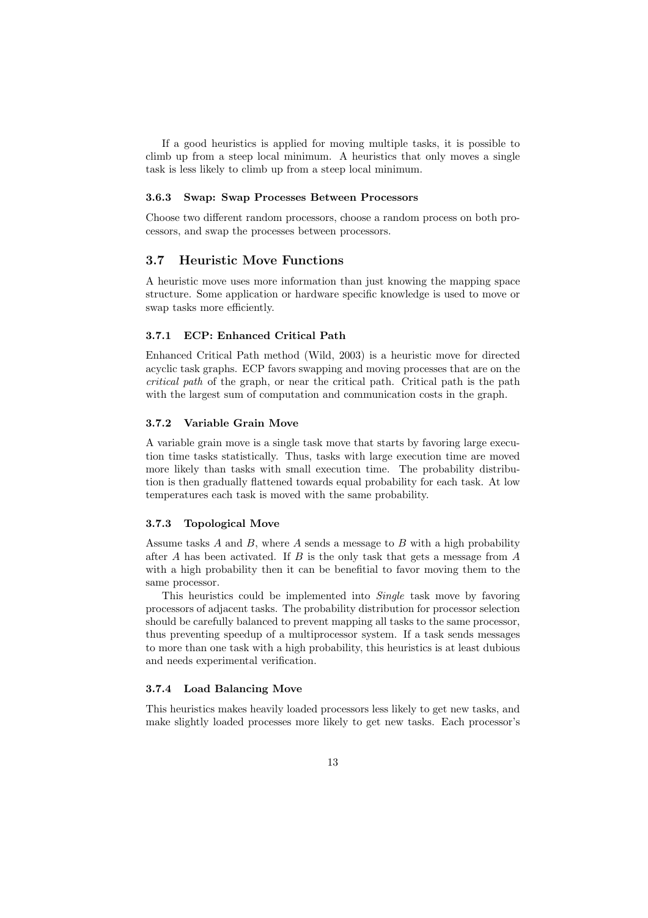If a good heuristics is applied for moving multiple tasks, it is possible to climb up from a steep local minimum. A heuristics that only moves a single task is less likely to climb up from a steep local minimum.

### 3.6.3 Swap: Swap Processes Between Processors

Choose two different random processors, choose a random process on both processors, and swap the processes between processors.

## 3.7 Heuristic Move Functions

A heuristic move uses more information than just knowing the mapping space structure. Some application or hardware specific knowledge is used to move or swap tasks more efficiently.

### 3.7.1 ECP: Enhanced Critical Path

Enhanced Critical Path method (Wild, 2003) is a heuristic move for directed acyclic task graphs. ECP favors swapping and moving processes that are on the *critical path* of the graph, or near the critical path. Critical path is the path with the largest sum of computation and communication costs in the graph.

### 3.7.2 Variable Grain Move

A variable grain move is a single task move that starts by favoring large execution time tasks statistically. Thus, tasks with large execution time are moved more likely than tasks with small execution time. The probability distribution is then gradually flattened towards equal probability for each task. At low temperatures each task is moved with the same probability.

### 3.7.3 Topological Move

Assume tasks $A$ and $B$, where $A$ sends a message to $B$ with a high probability after $A$ has been activated. If $B$ is the only task that gets a message from $A$ with a high probability then it can be benefitial to favor moving them to the same processor.

This heuristics could be implemented into *Single* task move by favoring processors of adjacent tasks. The probability distribution for processor selection should be carefully balanced to prevent mapping all tasks to the same processor, thus preventing speedup of a multiprocessor system. If a task sends messages to more than one task with a high probability, this heuristics is at least dubious and needs experimental verification.

### 3.7.4 Load Balancing Move

This heuristics makes heavily loaded processors less likely to get new tasks, and make slightly loaded processes more likely to get new tasks. Each processor's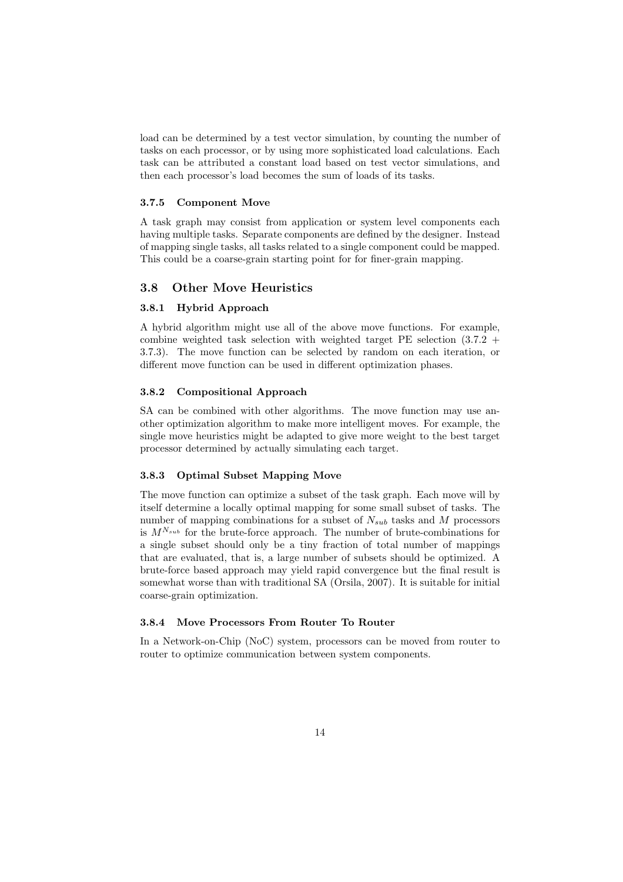load can be determined by a test vector simulation, by counting the number of tasks on each processor, or by using more sophisticated load calculations. Each task can be attributed a constant load based on test vector simulations, and then each processor's load becomes the sum of loads of its tasks.

### 3.7.5 Component Move

A task graph may consist from application or system level components each having multiple tasks. Separate components are defined by the designer. Instead of mapping single tasks, all tasks related to a single component could be mapped. This could be a coarse-grain starting point for for finer-grain mapping.

## 3.8 Other Move Heuristics

### 3.8.1 Hybrid Approach

A hybrid algorithm might use all of the above move functions. For example, combine weighted task selection with weighted target PE selection (3.7.2 + 3.7.3). The move function can be selected by random on each iteration, or different move function can be used in different optimization phases.

### 3.8.2 Compositional Approach

SA can be combined with other algorithms. The move function may use another optimization algorithm to make more intelligent moves. For example, the single move heuristics might be adapted to give more weight to the best target processor determined by actually simulating each target.

### 3.8.3 Optimal Subset Mapping Move

The move function can optimize a subset of the task graph. Each move will by itself determine a locally optimal mapping for some small subset of tasks. The number of mapping combinations for a subset of $N_{sub}$ tasks and $M$ processors is $M^{N_{sub}}$ for the brute-force approach. The number of brute-combinations for a single subset should only be a tiny fraction of total number of mappings that are evaluated, that is, a large number of subsets should be optimized. A brute-force based approach may yield rapid convergence but the final result is somewhat worse than with traditional SA (Orsila, 2007). It is suitable for initial coarse-grain optimization.

### 3.8.4 Move Processors From Router To Router

In a Network-on-Chip (NoC) system, processors can be moved from router to router to optimize communication between system components.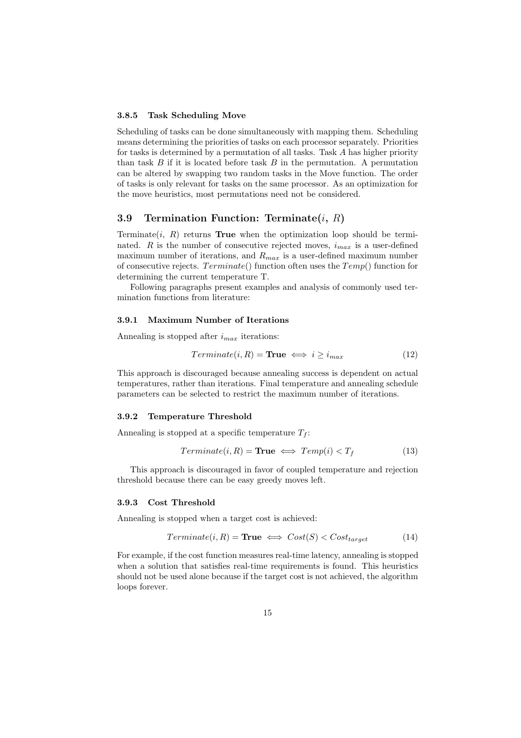#### 3.8.5 Task Scheduling Move

Scheduling of tasks can be done simultaneously with mapping them. Scheduling means determining the priorities of tasks on each processor separately. Priorities for tasks is determined by a permutation of all tasks. Task $A$ has higher priority than task $B$ if it is located before task $B$ in the permutation. A permutation can be altered by swapping two random tasks in the Move function. The order of tasks is only relevant for tasks on the same processor. As an optimization for the move heuristics, most permutations need not be considered.

### 3.9 Termination Function: Terminate($i$, $R$)

Terminate($i$, $R$) returns **True** when the optimization loop should be terminated. $R$ is the number of consecutive rejected moves, $i_{max}$ is a user-defined maximum number of iterations, and $R_{max}$ is a user-defined maximum number of consecutive rejects. $Terminate()$ function often uses the $Temp()$ function for determining the current temperature T.

Following paragraphs present examples and analysis of commonly used termination functions from literature:

#### 3.9.1 Maximum Number of Iterations

Annealing is stopped after $i_{max}$ iterations:

$$Terminate(i, R) = \textbf{True} \iff i \geq i_{max} \tag{12}$$

This approach is discouraged because annealing success is dependent on actual temperatures, rather than iterations. Final temperature and annealing schedule parameters can be selected to restrict the maximum number of iterations.

#### 3.9.2 Temperature Threshold

Annealing is stopped at a specific temperature $T_f$:

$$Terminate(i, R) = \textbf{True} \iff Temp(i) < T_f \tag{13}$$

This approach is discouraged in favor of coupled temperature and rejection threshold because there can be easy greedy moves left.

#### 3.9.3 Cost Threshold

Annealing is stopped when a target cost is achieved:

$$Terminate(i, R) = \textbf{True} \iff Cost(S) < Cost_{target} \tag{14}$$

For example, if the cost function measures real-time latency, annealing is stopped when a solution that satisfies real-time requirements is found. This heuristics should not be used alone because if the target cost is not achieved, the algorithm loops forever.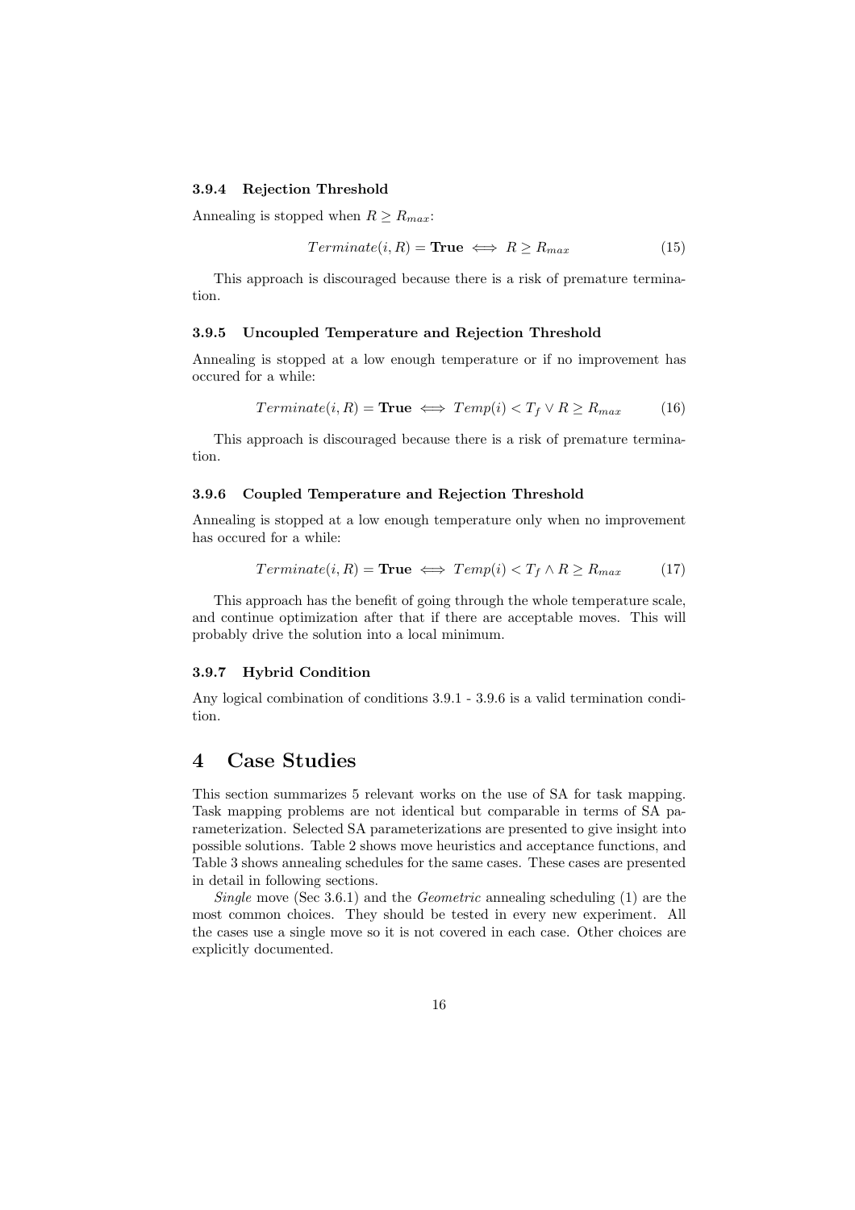#### 3.9.4 Rejection Threshold

Annealing is stopped when $R \geq R_{max}$:

$$Terminate(i, R) = \textbf{True} \iff R \geq R_{max} \tag{15}$$

This approach is discouraged because there is a risk of premature termination.

#### 3.9.5 Uncoupled Temperature and Rejection Threshold

Annealing is stopped at a low enough temperature or if no improvement has occured for a while:

$$Terminate(i, R) = \textbf{True} \iff Temp(i) < T_f \vee R \geq R_{max} \tag{16}$$

This approach is discouraged because there is a risk of premature termination.

#### 3.9.6 Coupled Temperature and Rejection Threshold

Annealing is stopped at a low enough temperature only when no improvement has occured for a while:

$$Terminate(i, R) = \textbf{True} \iff Temp(i) < T_f \wedge R \geq R_{max} \tag{17}$$

This approach has the benefit of going through the whole temperature scale, and continue optimization after that if there are acceptable moves. This will probably drive the solution into a local minimum.

#### 3.9.7 Hybrid Condition

Any logical combination of conditions 3.9.1 - 3.9.6 is a valid termination condition.

## 4 Case Studies

This section summarizes 5 relevant works on the use of SA for task mapping. Task mapping problems are not identical but comparable in terms of SA parameterization. Selected SA parameterizations are presented to give insight into possible solutions. Table 2 shows move heuristics and acceptance functions, and Table 3 shows annealing schedules for the same cases. These cases are presented in detail in following sections.

*Single* move (Sec 3.6.1) and the *Geometric* annealing scheduling (1) are the most common choices. They should be tested in every new experiment. All the cases use a single move so it is not covered in each case. Other choices are explicitly documented.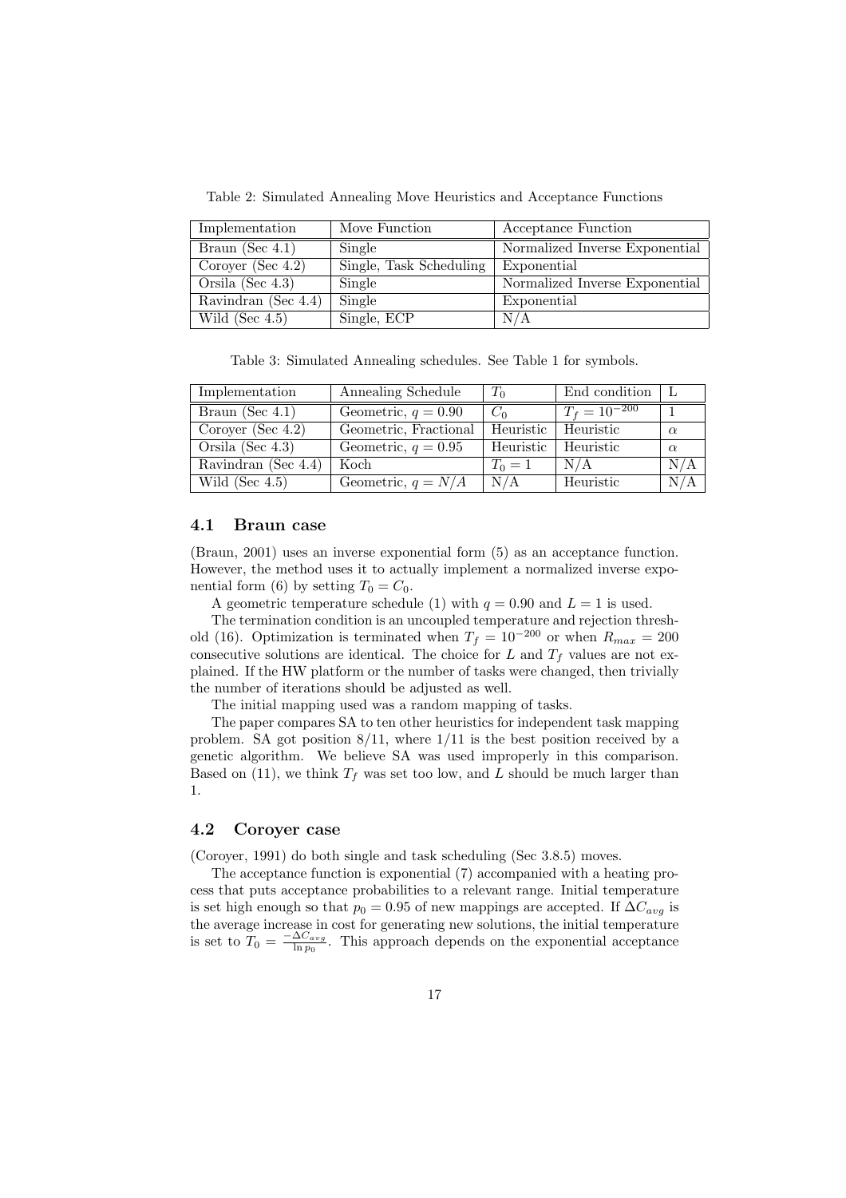Table 2: Simulated Annealing Move Heuristics and Acceptance Functions

| Implementation | Move Function | Acceptance Function |
|---|---|---|
| Braun (Sec 4.1) | Single | Normalized Inverse Exponential |
| Coroyer (Sec 4.2) | Single, Task Scheduling | Exponential |
| Orsila (Sec 4.3) | Single | Normalized Inverse Exponential |
| Ravindran (Sec 4.4) | Single | Exponential |
| Wild (Sec 4.5) | Single, ECP | N/A |

Table 3: Simulated Annealing schedules. See Table 1 for symbols.

| Implementation | Annealing Schedule | $T_0$ | End condition | L |
|---|---|---|---|---|
| Braun (Sec 4.1) | Geometric, $q = 0.90$ | $C_0$ | $T_f = 10^{-200}$ | 1 |
| Coroyer (Sec 4.2) | Geometric, Fractional | Heuristic | Heuristic | $\alpha$ |
| Orsila (Sec 4.3) | Geometric, $q = 0.95$ | Heuristic | Heuristic | $\alpha$ |
| Ravindran (Sec 4.4) | Koch | $T_0 = 1$ | N/A | N/A |
| Wild (Sec 4.5) | Geometric, $q = N/A$ | N/A | Heuristic | N/A |

### 4.1 Braun case

(Braun, 2001) uses an inverse exponential form (5) as an acceptance function. However, the method uses it to actually implement a normalized inverse exponential form (6) by setting $T_0 = C_0$.

A geometric temperature schedule (1) with $q = 0.90$ and $L = 1$ is used.

The termination condition is an uncoupled temperature and rejection threshold (16). Optimization is terminated when $T_f = 10^{-200}$ or when $R_{max} = 200$ consecutive solutions are identical. The choice for $L$ and $T_f$ values are not explained. If the HW platform or the number of tasks were changed, then trivially the number of iterations should be adjusted as well.

The initial mapping used was a random mapping of tasks.

The paper compares SA to ten other heuristics for independent task mapping problem. SA got position 8/11, where 1/11 is the best position received by a genetic algorithm. We believe SA was used improperly in this comparison. Based on (11), we think $T_f$ was set too low, and $L$ should be much larger than 1.

### 4.2 Coroyer case

(Coroyer, 1991) do both single and task scheduling (Sec 3.8.5) moves.

The acceptance function is exponential (7) accompanied with a heating process that puts acceptance probabilities to a relevant range. Initial temperature is set high enough so that $p_0 = 0.95$ of new mappings are accepted. If $\Delta C_{avg}$ is the average increase in cost for generating new solutions, the initial temperature is set to $T_0 = \frac{-\Delta C_{avg}}{\ln p_0}$. This approach depends on the exponential acceptance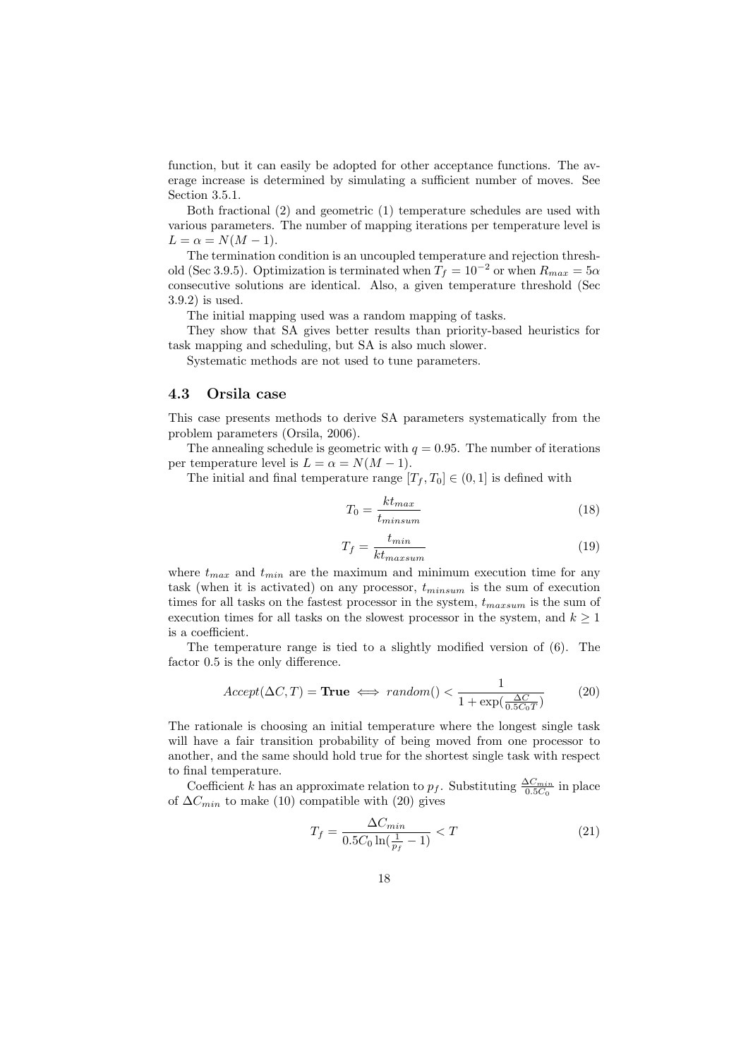function, but it can easily be adopted for other acceptance functions. The average increase is determined by simulating a sufficient number of moves. See Section 3.5.1.

Both fractional (2) and geometric (1) temperature schedules are used with various parameters. The number of mapping iterations per temperature level is $L = \alpha = N(M-1)$.

The termination condition is an uncoupled temperature and rejection threshold (Sec 3.9.5). Optimization is terminated when $T_f = 10^{-2}$ or when $R_{max} = 5\alpha$ consecutive solutions are identical. Also, a given temperature threshold (Sec 3.9.2) is used.

The initial mapping used was a random mapping of tasks.

They show that SA gives better results than priority-based heuristics for task mapping and scheduling, but SA is also much slower.

Systematic methods are not used to tune parameters.

### 4.3 Orsila case

This case presents methods to derive SA parameters systematically from the problem parameters (Orsila, 2006).

The annealing schedule is geometric with $q = 0.95$. The number of iterations per temperature level is $L = \alpha = N(M-1)$.

The initial and final temperature range $[T_f, T_0] \in (0, 1]$ is defined with

$$T_0 = \frac{k t_{max}}{t_{minsum}} \tag{18}$$

$$T_f = \frac{t_{min}}{k t_{maxsum}} \tag{19}$$

where $t_{max}$ and $t_{min}$ are the maximum and minimum execution time for any task (when it is activated) on any processor, $t_{minsum}$ is the sum of execution times for all tasks on the fastest processor in the system, $t_{maxsum}$ is the sum of execution times for all tasks on the slowest processor in the system, and $k \geq 1$ is a coefficient.

The temperature range is tied to a slightly modified version of (6). The factor 0.5 is the only difference.

$$Accept(\Delta C, T) = \textbf{True} \iff random() < \frac{1}{1 + \exp(\frac{\Delta C}{0.5 C_0 T})} \tag{20}$$

The rationale is choosing an initial temperature where the longest single task will have a fair transition probability of being moved from one processor to another, and the same should hold true for the shortest single task with respect to final temperature.

Coefficient $k$ has an approximate relation to $p_f$. Substituting $\frac{\Delta C_{min}}{0.5 C_0}$ in place of $\Delta C_{min}$ to make (10) compatible with (20) gives

$$T_f = \frac{\Delta C_{min}}{0.5 C_0 \ln(\frac{1}{p_f} - 1)} < T \tag{21}$$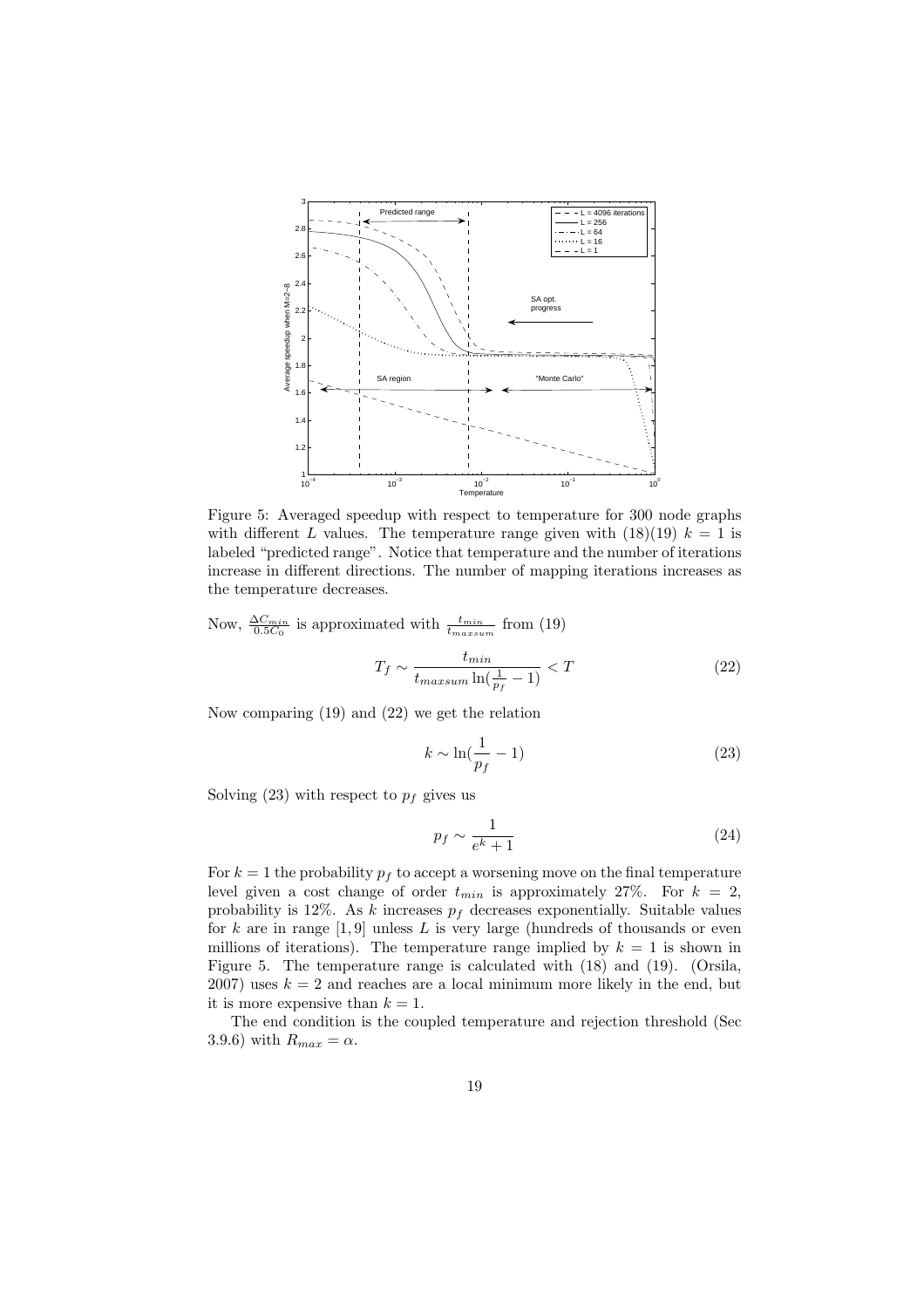Figure 5: Averaged speedup with respect to temperature for 300 node graphs with different $L$ values. The temperature range given with (18)(19) $k = 1$ is labeled "predicted range". Notice that temperature and the number of iterations increase in different directions. The number of mapping iterations increases as the temperature decreases.

Now, $\frac{\Delta C_{min}}{0.5 C_0}$ is approximated with $\frac{t_{min}}{t_{maxsum}}$ from (19)

$$T_f \sim \frac{t_{min}}{t_{maxsum} \ln(\frac{1}{p_f} - 1)} < T \tag{22}$$

Now comparing (19) and (22) we get the relation

$$k \sim \ln(\frac{1}{p_f} - 1) \tag{23}$$

Solving (23) with respect to $p_f$ gives us

$$p_f \sim \frac{1}{e^k + 1} \tag{24}$$

For $k = 1$ the probability $p_f$ to accept a worsening move on the final temperature level given a cost change of order $t_{min}$ is approximately 27%. For $k = 2$, probability is 12%. As $k$ increases $p_f$ decreases exponentially. Suitable values for $k$ are in range $[1, 9]$ unless $L$ is very large (hundreds of thousands or even millions of iterations). The temperature range implied by $k = 1$ is shown in Figure 5. The temperature range is calculated with (18) and (19). (Orsila, 2007) uses $k = 2$ and reaches are a local minimum more likely in the end, but it is more expensive than $k = 1$.

The end condition is the coupled temperature and rejection threshold (Sec 3.9.6) with $R_{max} = \alpha$.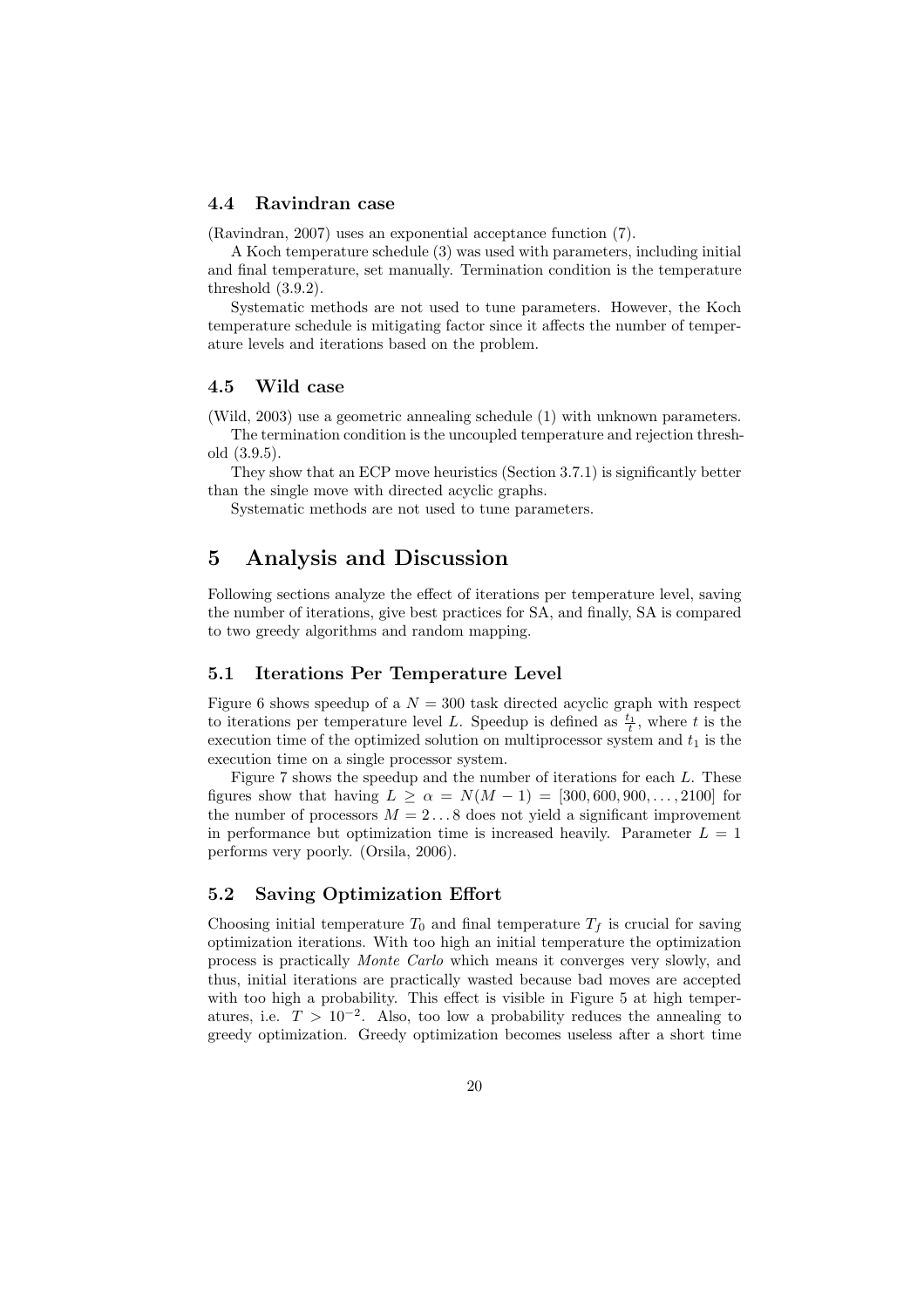### 4.4 Ravindran case

(Ravindran, 2007) uses an exponential acceptance function (7).

A Koch temperature schedule (3) was used with parameters, including initial and final temperature, set manually. Termination condition is the temperature threshold (3.9.2).

Systematic methods are not used to tune parameters. However, the Koch temperature schedule is mitigating factor since it affects the number of temperature levels and iterations based on the problem.

### 4.5 Wild case

(Wild, 2003) use a geometric annealing schedule (1) with unknown parameters.

The termination condition is the uncoupled temperature and rejection threshold (3.9.5).

They show that an ECP move heuristics (Section 3.7.1) is significantly better than the single move with directed acyclic graphs.

Systematic methods are not used to tune parameters.

## 5 Analysis and Discussion

Following sections analyze the effect of iterations per temperature level, saving the number of iterations, give best practices for SA, and finally, SA is compared to two greedy algorithms and random mapping.

### 5.1 Iterations Per Temperature Level

Figure 6 shows speedup of a $N = 300$ task directed acyclic graph with respect to iterations per temperature level $L$. Speedup is defined as $\frac{t_1}{t}$, where $t$ is the execution time of the optimized solution on multiprocessor system and $t_1$ is the execution time on a single processor system.

Figure 7 shows the speedup and the number of iterations for each $L$. These figures show that having $L \geq \alpha = N(M-1) = [300, 600, 900, \ldots, 2100]$ for the number of processors $M = 2 \ldots 8$ does not yield a significant improvement in performance but optimization time is increased heavily. Parameter $L = 1$ performs very poorly. (Orsila, 2006).

### 5.2 Saving Optimization Effort

Choosing initial temperature $T_0$ and final temperature $T_f$ is crucial for saving optimization iterations. With too high an initial temperature the optimization process is practically *Monte Carlo* which means it converges very slowly, and thus, initial iterations are practically wasted because bad moves are accepted with too high a probability. This effect is visible in Figure 5 at high temperatures, i.e. $T > 10^{-2}$. Also, too low a probability reduces the annealing to greedy optimization. Greedy optimization becomes useless after a short time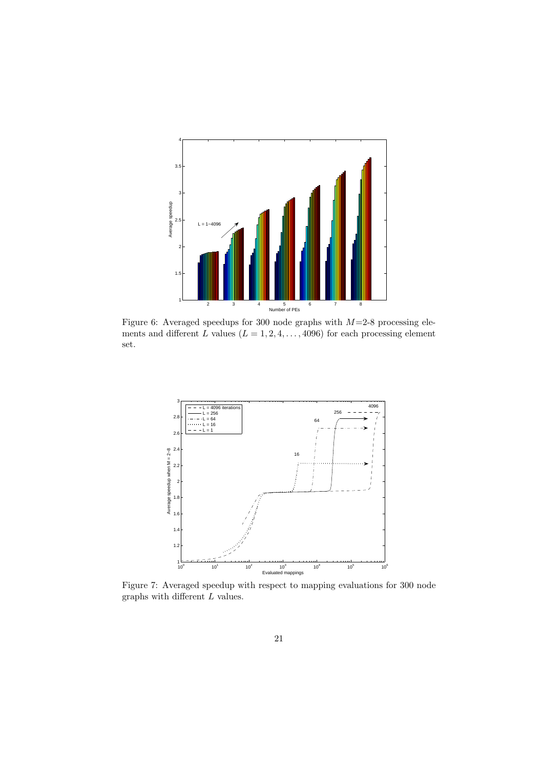Figure 6: Averaged speedups for 300 node graphs with $M$=2-8 processing elements and different $L$ values ($L = 1, 2, 4, \ldots, 4096$) for each processing element set.

Figure 7: Averaged speedup with respect to mapping evaluations for 300 node graphs with different $L$ values.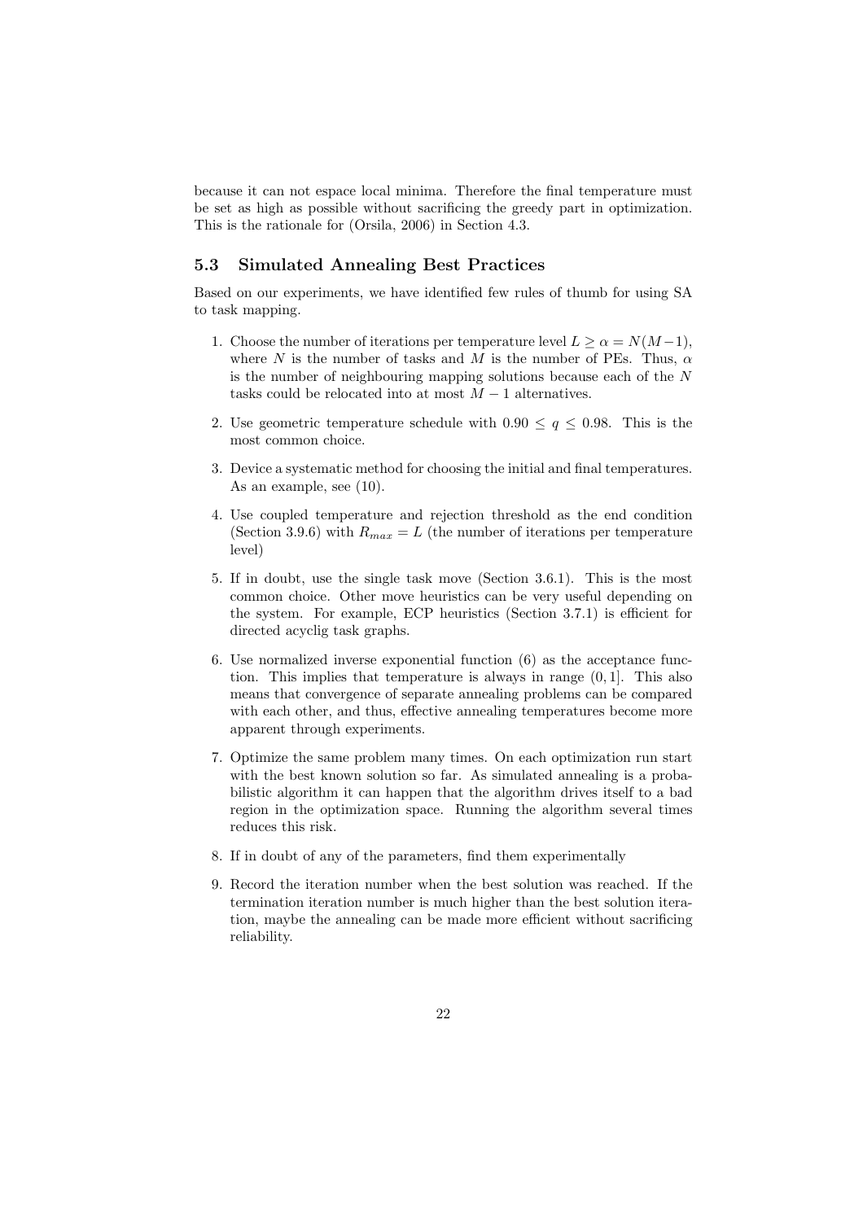because it can not espace local minima. Therefore the final temperature must be set as high as possible without sacrificing the greedy part in optimization. This is the rationale for (Orsila, 2006) in Section 4.3.

### 5.3 Simulated Annealing Best Practices

Based on our experiments, we have identified few rules of thumb for using SA to task mapping.

1. Choose the number of iterations per temperature level $L \geq \alpha = N(M-1)$, where $N$ is the number of tasks and $M$ is the number of PEs. Thus, $\alpha$ is the number of neighbouring mapping solutions because each of the $N$ tasks could be relocated into at most $M - 1$ alternatives.
2. Use geometric temperature schedule with $0.90 \leq q \leq 0.98$. This is the most common choice.
3. Device a systematic method for choosing the initial and final temperatures. As an example, see (10).
4. Use coupled temperature and rejection threshold as the end condition (Section 3.9.6) with $R_{max} = L$ (the number of iterations per temperature level)
5. If in doubt, use the single task move (Section 3.6.1). This is the most common choice. Other move heuristics can be very useful depending on the system. For example, ECP heuristics (Section 3.7.1) is efficient for directed acyclig task graphs.
6. Use normalized inverse exponential function (6) as the acceptance function. This implies that temperature is always in range $(0, 1]$. This also means that convergence of separate annealing problems can be compared with each other, and thus, effective annealing temperatures become more apparent through experiments.
7. Optimize the same problem many times. On each optimization run start with the best known solution so far. As simulated annealing is a probabilistic algorithm it can happen that the algorithm drives itself to a bad region in the optimization space. Running the algorithm several times reduces this risk.
8. If in doubt of any of the parameters, find them experimentally
9. Record the iteration number when the best solution was reached. If the termination iteration number is much higher than the best solution iteration, maybe the annealing can be made more efficient without sacrificing reliability.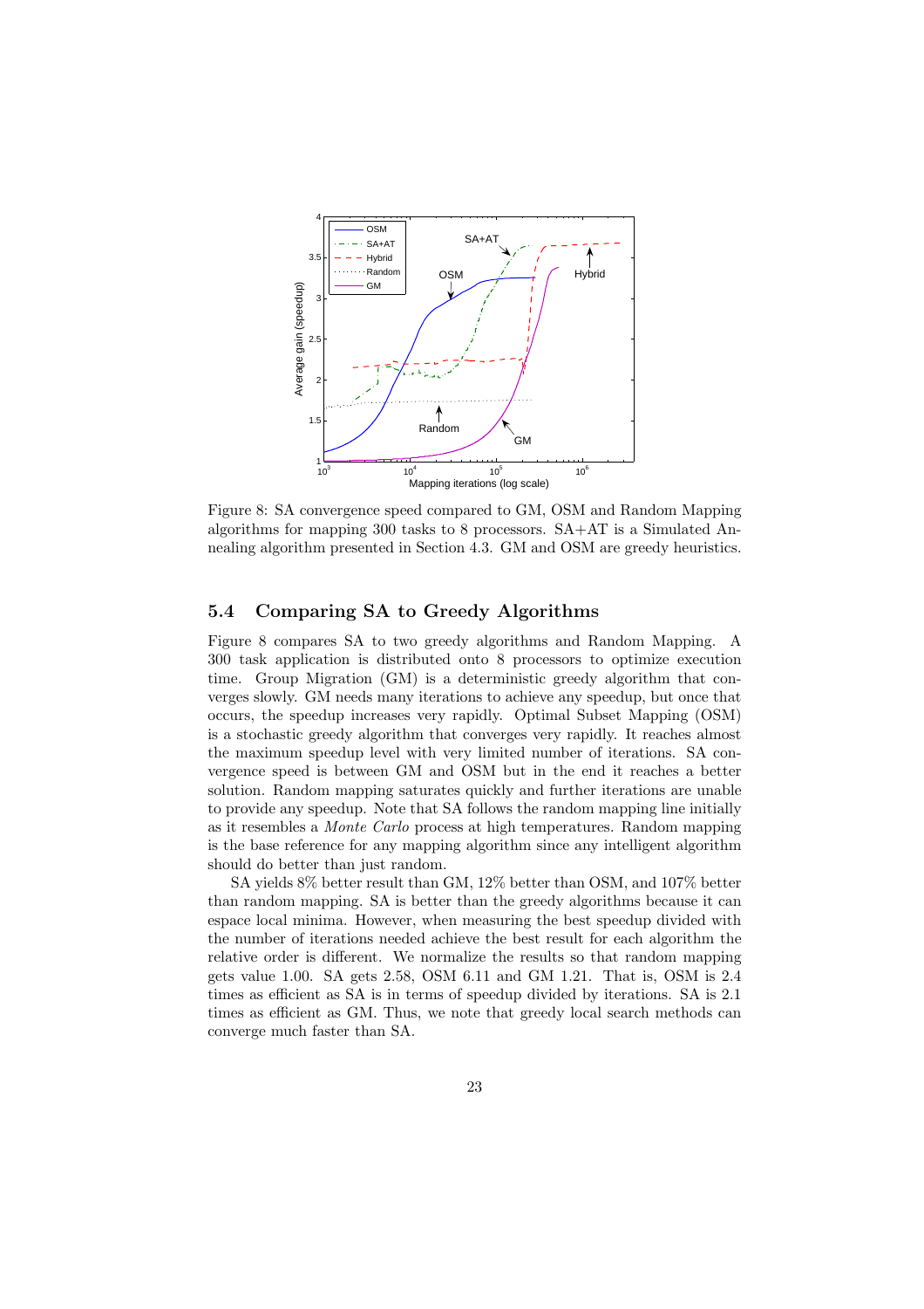Figure 8: SA convergence speed compared to GM, OSM and Random Mapping algorithms for mapping 300 tasks to 8 processors. SA+AT is a Simulated Annealing algorithm presented in Section 4.3. GM and OSM are greedy heuristics.

### 5.4 Comparing SA to Greedy Algorithms

Figure 8 compares SA to two greedy algorithms and Random Mapping. A 300 task application is distributed onto 8 processors to optimize execution time. Group Migration (GM) is a deterministic greedy algorithm that converges slowly. GM needs many iterations to achieve any speedup, but once that occurs, the speedup increases very rapidly. Optimal Subset Mapping (OSM) is a stochastic greedy algorithm that converges very rapidly. It reaches almost the maximum speedup level with very limited number of iterations. SA convergence speed is between GM and OSM but in the end it reaches a better solution. Random mapping saturates quickly and further iterations are unable to provide any speedup. Note that SA follows the random mapping line initially as it resembles a *Monte Carlo* process at high temperatures. Random mapping is the base reference for any mapping algorithm since any intelligent algorithm should do better than just random.

SA yields 8% better result than GM, 12% better than OSM, and 107% better than random mapping. SA is better than the greedy algorithms because it can espace local minima. However, when measuring the best speedup divided with the number of iterations needed achieve the best result for each algorithm the relative order is different. We normalize the results so that random mapping gets value 1.00. SA gets 2.58, OSM 6.11 and GM 1.21. That is, OSM is 2.4 times as efficient as SA is in terms of speedup divided by iterations. SA is 2.1 times as efficient as GM. Thus, we note that greedy local search methods can converge much faster than SA.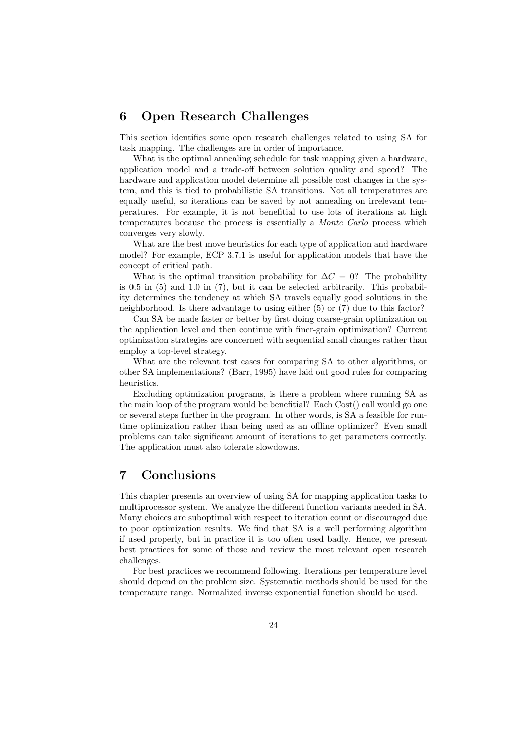## 6 Open Research Challenges

This section identifies some open research challenges related to using SA for task mapping. The challenges are in order of importance.

What is the optimal annealing schedule for task mapping given a hardware, application model and a trade-off between solution quality and speed? The hardware and application model determine all possible cost changes in the system, and this is tied to probabilistic SA transitions. Not all temperatures are equally useful, so iterations can be saved by not annealing on irrelevant temperatures. For example, it is not benefitial to use lots of iterations at high temperatures because the process is essentially a *Monte Carlo* process which converges very slowly.

What are the best move heuristics for each type of application and hardware model? For example, ECP 3.7.1 is useful for application models that have the concept of critical path.

What is the optimal transition probability for $\Delta C = 0$? The probability is 0.5 in (5) and 1.0 in (7), but it can be selected arbitrarily. This probability determines the tendency at which SA travels equally good solutions in the neighborhood. Is there advantage to using either (5) or (7) due to this factor?

Can SA be made faster or better by first doing coarse-grain optimization on the application level and then continue with finer-grain optimization? Current optimization strategies are concerned with sequential small changes rather than employ a top-level strategy.

What are the relevant test cases for comparing SA to other algorithms, or other SA implementations? (Barr, 1995) have laid out good rules for comparing heuristics.

Excluding optimization programs, is there a problem where running SA as the main loop of the program would be benefitial? Each Cost() call would go one or several steps further in the program. In other words, is SA a feasible for runtime optimization rather than being used as an offline optimizer? Even small problems can take significant amount of iterations to get parameters correctly. The application must also tolerate slowdowns.

## 7 Conclusions

This chapter presents an overview of using SA for mapping application tasks to multiprocessor system. We analyze the different function variants needed in SA. Many choices are suboptimal with respect to iteration count or discouraged due to poor optimization results. We find that SA is a well performing algorithm if used properly, but in practice it is too often used badly. Hence, we present best practices for some of those and review the most relevant open research challenges.

For best practices we recommend following. Iterations per temperature level should depend on the problem size. Systematic methods should be used for the temperature range. Normalized inverse exponential function should be used.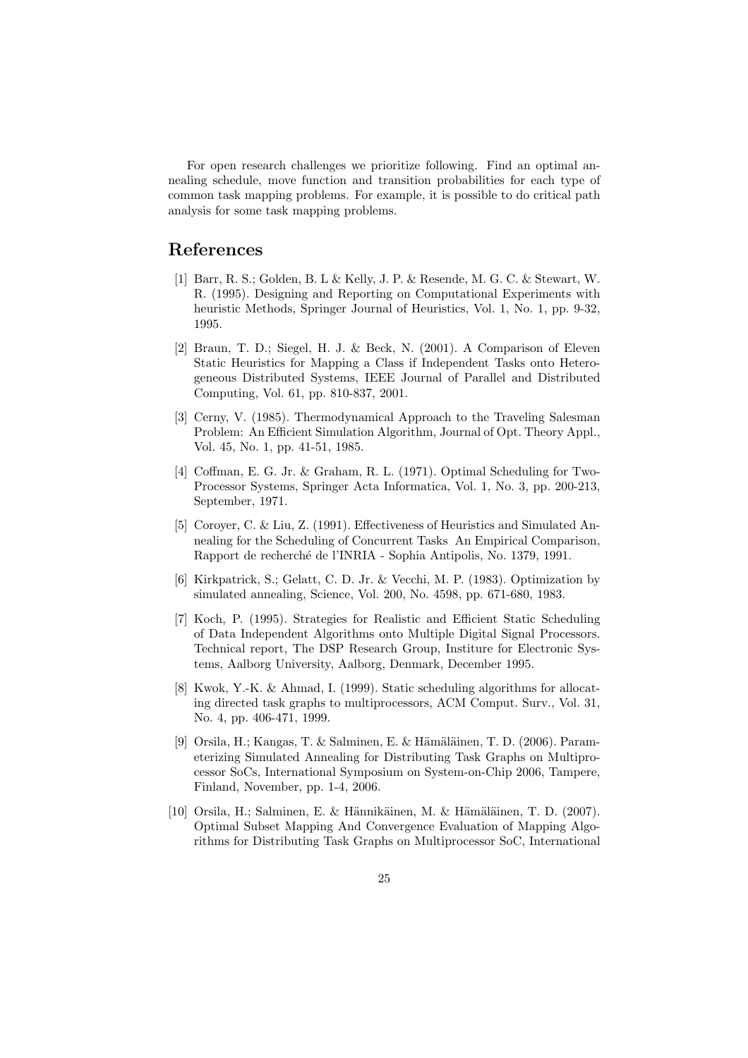For open research challenges we prioritize following. Find an optimal annealing schedule, move function and transition probabilities for each type of common task mapping problems. For example, it is possible to do critical path analysis for some task mapping problems.

# References

[1] Barr, R. S.; Golden, B. L & Kelly, J. P. & Resende, M. G. C. & Stewart, W. R. (1995). Designing and Reporting on Computational Experiments with heuristic Methods, Springer Journal of Heuristics, Vol. 1, No. 1, pp. 9-32, 1995.

[2] Braun, T. D.; Siegel, H. J. & Beck, N. (2001). A Comparison of Eleven Static Heuristics for Mapping a Class if Independent Tasks onto Heterogeneous Distributed Systems, IEEE Journal of Parallel and Distributed Computing, Vol. 61, pp. 810-837, 2001.

[3] Cerny, V. (1985). Thermodynamical Approach to the Traveling Salesman Problem: An Efficient Simulation Algorithm, Journal of Opt. Theory Appl., Vol. 45, No. 1, pp. 41-51, 1985.

[4] Coffman, E. G. Jr. & Graham, R. L. (1971). Optimal Scheduling for Two-Processor Systems, Springer Acta Informatica, Vol. 1, No. 3, pp. 200-213, September, 1971.

[5] Coroyer, C. & Liu, Z. (1991). Effectiveness of Heuristics and Simulated Annealing for the Scheduling of Concurrent Tasks An Empirical Comparison, Rapport de recherché de l'INRIA - Sophia Antipolis, No. 1379, 1991.

[6] Kirkpatrick, S.; Gelatt, C. D. Jr. & Vecchi, M. P. (1983). Optimization by simulated annealing, Science, Vol. 200, No. 4598, pp. 671-680, 1983.

[7] Koch, P. (1995). Strategies for Realistic and Efficient Static Scheduling of Data Independent Algorithms onto Multiple Digital Signal Processors. Technical report, The DSP Research Group, Institure for Electronic Systems, Aalborg University, Aalborg, Denmark, December 1995.

[8] Kwok, Y.-K. & Ahmad, I. (1999). Static scheduling algorithms for allocating directed task graphs to multiprocessors, ACM Comput. Surv., Vol. 31, No. 4, pp. 406-471, 1999.

[9] Orsila, H.; Kangas, T. & Salminen, E. & Hämäläinen, T. D. (2006). Parameterizing Simulated Annealing for Distributing Task Graphs on Multiprocessor SoCs, International Symposium on System-on-Chip 2006, Tampere, Finland, November, pp. 1-4, 2006.

[10] Orsila, H.; Salminen, E. & Hännikäinen, M. & Hämäläinen, T. D. (2007). Optimal Subset Mapping And Convergence Evaluation of Mapping Algorithms for Distributing Task Graphs on Multiprocessor SoC, International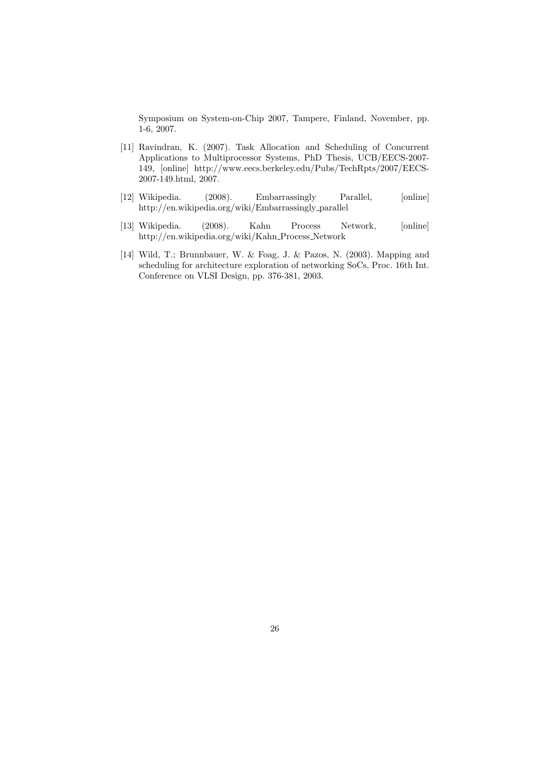Symposium on System-on-Chip 2007, Tampere, Finland, November, pp. 1-6, 2007.

[11] Ravindran, K. (2007). Task Allocation and Scheduling of Concurrent Applications to Multiprocessor Systems, PhD Thesis, UCB/EECS-2007-149, [online] http://www.eecs.berkeley.edu/Pubs/TechRpts/2007/EECS-2007-149.html, 2007.

[12] Wikipedia. (2008). Embarrassingly Parallel, [online] http://en.wikipedia.org/wiki/Embarrassingly_parallel

[13] Wikipedia. (2008). Kahn Process Network, [online] http://en.wikipedia.org/wiki/Kahn_Process_Network

[14] Wild, T.; Brunnbauer, W. & Foag, J. & Pazos, N. (2003). Mapping and scheduling for architecture exploration of networking SoCs, Proc. 16th Int. Conference on VLSI Design, pp. 376-381, 2003.